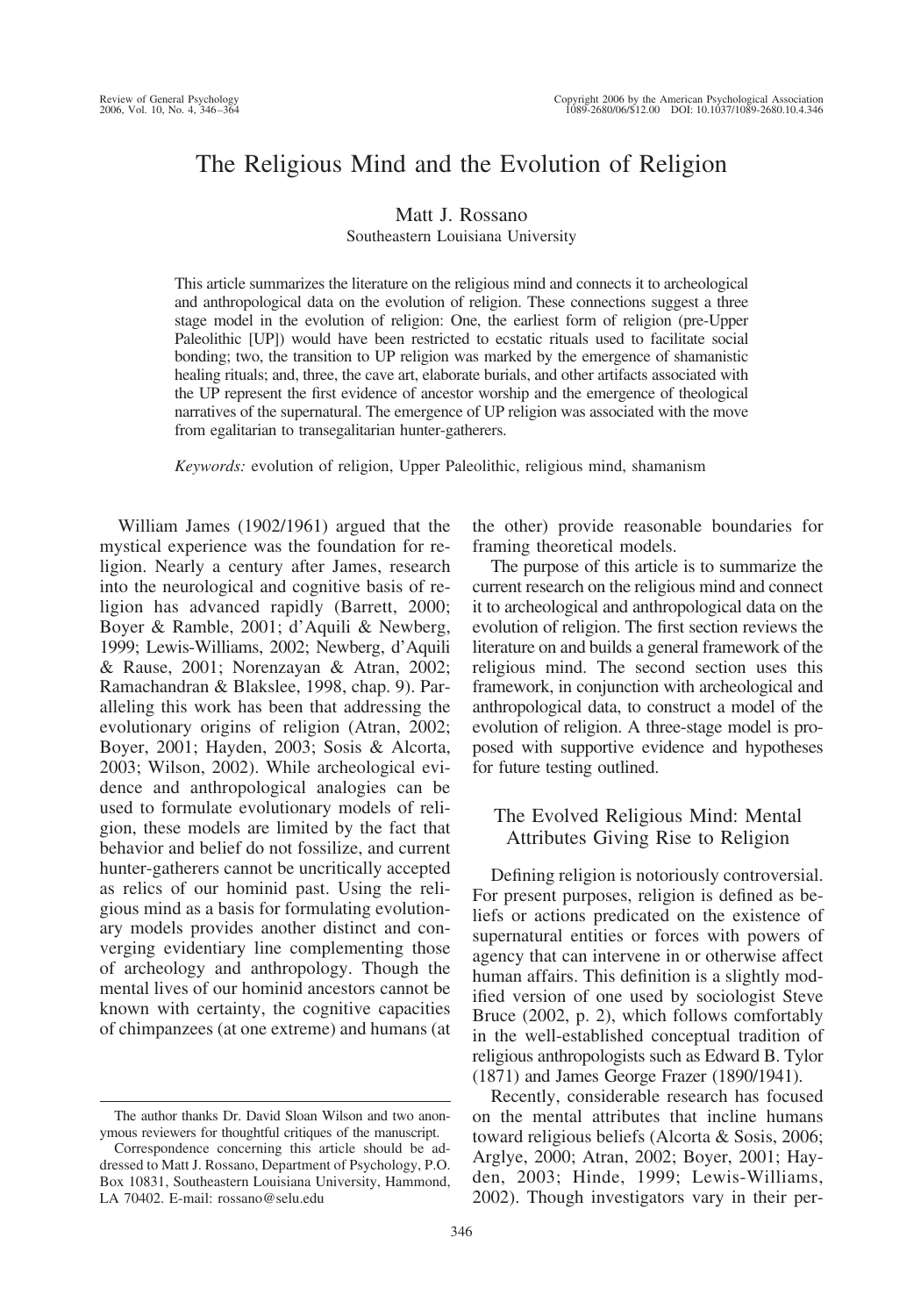# The Religious Mind and the Evolution of Religion

Matt J. Rossano
Southeastern Louisiana University

This article summarizes the literature on the religious mind and connects it to archeological and anthropological data on the evolution of religion. These connections suggest a three stage model in the evolution of religion: One, the earliest form of religion (pre-Upper Paleolithic [UP]) would have been restricted to ecstatic rituals used to facilitate social bonding; two, the transition to UP religion was marked by the emergence of shamanistic healing rituals; and, three, the cave art, elaborate burials, and other artifacts associated with the UP represent the first evidence of ancestor worship and the emergence of theological narratives of the supernatural. The emergence of UP religion was associated with the move from egalitarian to transegalitarian hunter-gatherers.

*Keywords:* evolution of religion, Upper Paleolithic, religious mind, shamanism

William James (1902/1961) argued that the mystical experience was the foundation for religion. Nearly a century after James, research into the neurological and cognitive basis of religion has advanced rapidly (Barrett, 2000; Boyer & Ramble, 2001; d'Aquili & Newberg, 1999; Lewis-Williams, 2002; Newberg, d'Aquili & Rause, 2001; Norenzayan & Atran, 2002; Ramachandran & Blakslee, 1998, chap. 9). Paralleling this work has been that addressing the evolutionary origins of religion (Atran, 2002; Boyer, 2001; Hayden, 2003; Sosis & Alcorta, 2003; Wilson, 2002). While archeological evidence and anthropological analogies can be used to formulate evolutionary models of religion, these models are limited by the fact that behavior and belief do not fossilize, and current hunter-gatherers cannot be uncritically accepted as relics of our hominid past. Using the religious mind as a basis for formulating evolutionary models provides another distinct and converging evidentiary line complementing those of archeology and anthropology. Though the mental lives of our hominid ancestors cannot be known with certainty, the cognitive capacities of chimpanzees (at one extreme) and humans (at the other) provide reasonable boundaries for framing theoretical models.

The purpose of this article is to summarize the current research on the religious mind and connect it to archeological and anthropological data on the evolution of religion. The first section reviews the literature on and builds a general framework of the religious mind. The second section uses this framework, in conjunction with archeological and anthropological data, to construct a model of the evolution of religion. A three-stage model is proposed with supportive evidence and hypotheses for future testing outlined.

## The Evolved Religious Mind: Mental Attributes Giving Rise to Religion

Defining religion is notoriously controversial. For present purposes, religion is defined as beliefs or actions predicated on the existence of supernatural entities or forces with powers of agency that can intervene in or otherwise affect human affairs. This definition is a slightly modified version of one used by sociologist Steve Bruce (2002, p. 2), which follows comfortably in the well-established conceptual tradition of religious anthropologists such as Edward B. Tylor (1871) and James George Frazer (1890/1941).

Recently, considerable research has focused on the mental attributes that incline humans toward religious beliefs (Alcorta & Sosis, 2006; Arglye, 2000; Atran, 2002; Boyer, 2001; Hayden, 2003; Hinde, 1999; Lewis-Williams, 2002). Though investigators vary in their per-

The author thanks Dr. David Sloan Wilson and two anonymous reviewers for thoughtful critiques of the manuscript.

Correspondence concerning this article should be addressed to Matt J. Rossano, Department of Psychology, P.O. Box 10831, Southeastern Louisiana University, Hammond, LA 70402. E-mail: rossano@selu.edu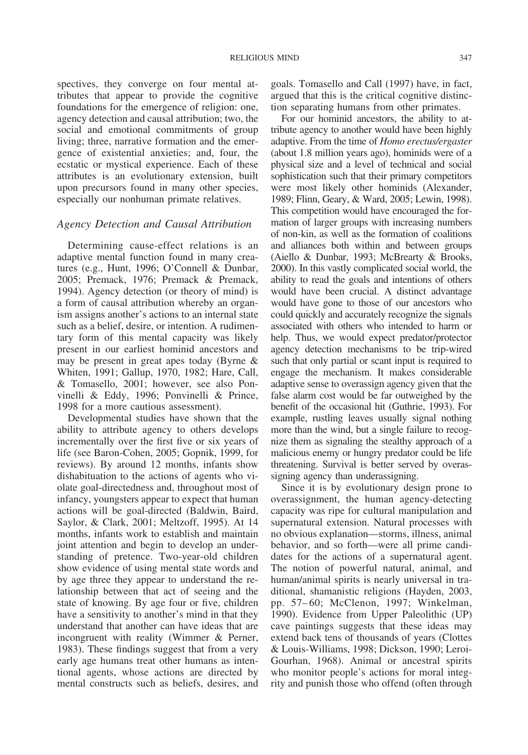spectives, they converge on four mental attributes that appear to provide the cognitive foundations for the emergence of religion: one, agency detection and causal attribution; two, the social and emotional commitments of group living; three, narrative formation and the emergence of existential anxieties; and, four, the ecstatic or mystical experience. Each of these attributes is an evolutionary extension, built upon precursors found in many other species, especially our nonhuman primate relatives.

## *Agency Detection and Causal Attribution*

Determining cause-effect relations is an adaptive mental function found in many creatures (e.g., Hunt, 1996; O'Connell & Dunbar, 2005; Premack, 1976; Premack & Premack, 1994). Agency detection (or theory of mind) is a form of causal attribution whereby an organism assigns another's actions to an internal state such as a belief, desire, or intention. A rudimentary form of this mental capacity was likely present in our earliest hominid ancestors and may be present in great apes today (Byrne & Whiten, 1991; Gallup, 1970, 1982; Hare, Call, & Tomasello, 2001; however, see also Ponvinelli & Eddy, 1996; Ponvinelli & Prince, 1998 for a more cautious assessment).

Developmental studies have shown that the ability to attribute agency to others develops incrementally over the first five or six years of life (see Baron-Cohen, 2005; Gopnik, 1999, for reviews). By around 12 months, infants show dishabituation to the actions of agents who violate goal-directedness and, throughout most of infancy, youngsters appear to expect that human actions will be goal-directed (Baldwin, Baird, Saylor, & Clark, 2001; Meltzoff, 1995). At 14 months, infants work to establish and maintain joint attention and begin to develop an understanding of pretence. Two-year-old children show evidence of using mental state words and by age three they appear to understand the relationship between that act of seeing and the state of knowing. By age four or five, children have a sensitivity to another's mind in that they understand that another can have ideas that are incongruent with reality (Wimmer & Perner, 1983). These findings suggest that from a very early age humans treat other humans as intentional agents, whose actions are directed by mental constructs such as beliefs, desires, and goals. Tomasello and Call (1997) have, in fact, argued that this is the critical cognitive distinction separating humans from other primates.

For our hominid ancestors, the ability to attribute agency to another would have been highly adaptive. From the time of *Homo erectus/ergaster* (about 1.8 million years ago), hominids were of a physical size and a level of technical and social sophistication such that their primary competitors were most likely other hominids (Alexander, 1989; Flinn, Geary, & Ward, 2005; Lewin, 1998). This competition would have encouraged the formation of larger groups with increasing numbers of non-kin, as well as the formation of coalitions and alliances both within and between groups (Aiello & Dunbar, 1993; McBrearty & Brooks, 2000). In this vastly complicated social world, the ability to read the goals and intentions of others would have been crucial. A distinct advantage would have gone to those of our ancestors who could quickly and accurately recognize the signals associated with others who intended to harm or help. Thus, we would expect predator/protector agency detection mechanisms to be trip-wired such that only partial or scant input is required to engage the mechanism. It makes considerable adaptive sense to overassign agency given that the false alarm cost would be far outweighed by the benefit of the occasional hit (Guthrie, 1993). For example, rustling leaves usually signal nothing more than the wind, but a single failure to recognize them as signaling the stealthy approach of a malicious enemy or hungry predator could be life threatening. Survival is better served by overassigning agency than underassigning.

Since it is by evolutionary design prone to overassignment, the human agency-detecting capacity was ripe for cultural manipulation and supernatural extension. Natural processes with no obvious explanation—storms, illness, animal behavior, and so forth—were all prime candidates for the actions of a supernatural agent. The notion of powerful natural, animal, and human/animal spirits is nearly universal in traditional, shamanistic religions (Hayden, 2003, pp. 57–60; McClenon, 1997; Winkelman, 1990). Evidence from Upper Paleolithic (UP) cave paintings suggests that these ideas may extend back tens of thousands of years (Clottes & Louis-Williams, 1998; Dickson, 1990; Leroi-Gourhan, 1968). Animal or ancestral spirits who monitor people's actions for moral integrity and punish those who offend (often through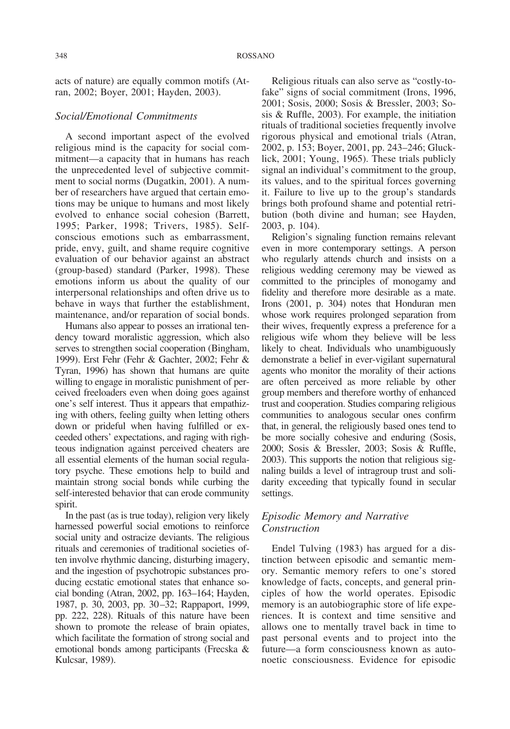acts of nature) are equally common motifs (Atran, 2002; Boyer, 2001; Hayden, 2003).

### *Social/Emotional Commitments*

A second important aspect of the evolved religious mind is the capacity for social commitment—a capacity that in humans has reach the unprecedented level of subjective commitment to social norms (Dugatkin, 2001). A number of researchers have argued that certain emotions may be unique to humans and most likely evolved to enhance social cohesion (Barrett, 1995; Parker, 1998; Trivers, 1985). Self-conscious emotions such as embarrassment, pride, envy, guilt, and shame require cognitive evaluation of our behavior against an abstract (group-based) standard (Parker, 1998). These emotions inform us about the quality of our interpersonal relationships and often drive us to behave in ways that further the establishment, maintenance, and/or reparation of social bonds.

Humans also appear to posses an irrational tendency toward moralistic aggression, which also serves to strengthen social cooperation (Bingham, 1999). Erst Fehr (Fehr & Gachter, 2002; Fehr & Tyran, 1996) has shown that humans are quite willing to engage in moralistic punishment of perceived freeloaders even when doing goes against one's self interest. Thus it appears that empathizing with others, feeling guilty when letting others down or prideful when having fulfilled or exceeded others' expectations, and raging with righteous indignation against perceived cheaters are all essential elements of the human social regulatory psyche. These emotions help to build and maintain strong social bonds while curbing the self-interested behavior that can erode community spirit.

In the past (as is true today), religion very likely harnessed powerful social emotions to reinforce social unity and ostracize deviants. The religious rituals and ceremonies of traditional societies often involve rhythmic dancing, disturbing imagery, and the ingestion of psychotropic substances producing ecstatic emotional states that enhance social bonding (Atran, 2002, pp. 163–164; Hayden, 1987, p. 30, 2003, pp. 30–32; Rappaport, 1999, pp. 222, 228). Rituals of this nature have been shown to promote the release of brain opiates, which facilitate the formation of strong social and emotional bonds among participants (Frecska & Kulcsar, 1989).

Religious rituals can also serve as "costly-to-fake" signs of social commitment (Irons, 1996, 2001; Sosis, 2000; Sosis & Bressler, 2003; Sosis & Ruffle, 2003). For example, the initiation rituals of traditional societies frequently involve rigorous physical and emotional trials (Atran, 2002, p. 153; Boyer, 2001, pp. 243–246; Glucklick, 2001; Young, 1965). These trials publicly signal an individual's commitment to the group, its values, and to the spiritual forces governing it. Failure to live up to the group's standards brings both profound shame and potential retribution (both divine and human; see Hayden, 2003, p. 104).

Religion's signaling function remains relevant even in more contemporary settings. A person who regularly attends church and insists on a religious wedding ceremony may be viewed as committed to the principles of monogamy and fidelity and therefore more desirable as a mate. Irons (2001, p. 304) notes that Honduran men whose work requires prolonged separation from their wives, frequently express a preference for a religious wife whom they believe will be less likely to cheat. Individuals who unambiguously demonstrate a belief in ever-vigilant supernatural agents who monitor the morality of their actions are often perceived as more reliable by other group members and therefore worthy of enhanced trust and cooperation. Studies comparing religious communities to analogous secular ones confirm that, in general, the religiously based ones tend to be more socially cohesive and enduring (Sosis, 2000; Sosis & Bressler, 2003; Sosis & Ruffle, 2003). This supports the notion that religious signaling builds a level of intragroup trust and solidarity exceeding that typically found in secular settings.

### *Episodic Memory and Narrative Construction*

Endel Tulving (1983) has argued for a distinction between episodic and semantic memory. Semantic memory refers to one's stored knowledge of facts, concepts, and general principles of how the world operates. Episodic memory is an autobiographic store of life experiences. It is context and time sensitive and allows one to mentally travel back in time to past personal events and to project into the future—a form consciousness known as autonoetic consciousness. Evidence for episodic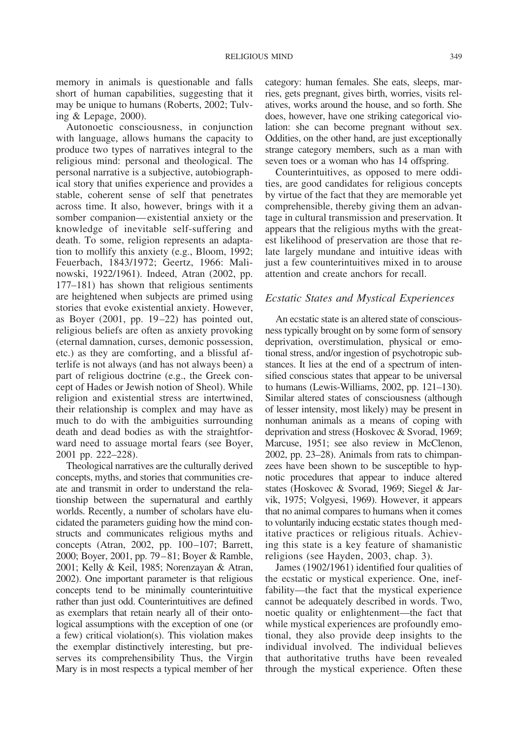memory in animals is questionable and falls short of human capabilities, suggesting that it may be unique to humans (Roberts, 2002; Tulving & Lepage, 2000).

Autonoetic consciousness, in conjunction with language, allows humans the capacity to produce two types of narratives integral to the religious mind: personal and theological. The personal narrative is a subjective, autobiographical story that unifies experience and provides a stable, coherent sense of self that penetrates across time. It also, however, brings with it a somber companion—existential anxiety or the knowledge of inevitable self-suffering and death. To some, religion represents an adaptation to mollify this anxiety (e.g., Bloom, 1992; Feuerbach, 1843/1972; Geertz, 1966: Malinowski, 1922/1961). Indeed, Atran (2002, pp. 177–181) has shown that religious sentiments are heightened when subjects are primed using stories that evoke existential anxiety. However, as Boyer (2001, pp. 19–22) has pointed out, religious beliefs are often as anxiety provoking (eternal damnation, curses, demonic possession, etc.) as they are comforting, and a blissful afterlife is not always (and has not always been) a part of religious doctrine (e.g., the Greek concept of Hades or Jewish notion of Sheol). While religion and existential stress are intertwined, their relationship is complex and may have as much to do with the ambiguities surrounding death and dead bodies as with the straightforward need to assuage mortal fears (see Boyer, 2001 pp. 222–228).

Theological narratives are the culturally derived concepts, myths, and stories that communities create and transmit in order to understand the relationship between the supernatural and earthly worlds. Recently, a number of scholars have elucidated the parameters guiding how the mind constructs and communicates religious myths and concepts (Atran, 2002, pp. 100–107; Barrett, 2000; Boyer, 2001, pp. 79–81; Boyer & Ramble, 2001; Kelly & Keil, 1985; Norenzayan & Atran, 2002). One important parameter is that religious concepts tend to be minimally counterintuitive rather than just odd. Counterintuitives are defined as exemplars that retain nearly all of their ontological assumptions with the exception of one (or a few) critical violation(s). This violation makes the exemplar distinctively interesting, but preserves its comprehensibility Thus, the Virgin Mary is in most respects a typical member of her category: human females. She eats, sleeps, marries, gets pregnant, gives birth, worries, visits relatives, works around the house, and so forth. She does, however, have one striking categorical violation: she can become pregnant without sex. Oddities, on the other hand, are just exceptionally strange category members, such as a man with seven toes or a woman who has 14 offspring.

Counterintuitives, as opposed to mere oddities, are good candidates for religious concepts by virtue of the fact that they are memorable yet comprehensible, thereby giving them an advantage in cultural transmission and preservation. It appears that the religious myths with the greatest likelihood of preservation are those that relate largely mundane and intuitive ideas with just a few counterintuitives mixed in to arouse attention and create anchors for recall.

## *Ecstatic States and Mystical Experiences*

An ecstatic state is an altered state of consciousness typically brought on by some form of sensory deprivation, overstimulation, physical or emotional stress, and/or ingestion of psychotropic substances. It lies at the end of a spectrum of intensified conscious states that appear to be universal to humans (Lewis-Williams, 2002, pp. 121–130). Similar altered states of consciousness (although of lesser intensity, most likely) may be present in nonhuman animals as a means of coping with deprivation and stress (Hoskovec & Svorad, 1969; Marcuse, 1951; see also review in McClenon, 2002, pp. 23–28). Animals from rats to chimpanzees have been shown to be susceptible to hypnotic procedures that appear to induce altered states (Hoskovec & Svorad, 1969; Siegel & Jarvik, 1975; Volgyesi, 1969). However, it appears that no animal compares to humans when it comes to voluntarily inducing ecstatic states though meditative practices or religious rituals. Achieving this state is a key feature of shamanistic religions (see Hayden, 2003, chap. 3).

James (1902/1961) identified four qualities of the ecstatic or mystical experience. One, ineffability—the fact that the mystical experience cannot be adequately described in words. Two, noetic quality or enlightenment—the fact that while mystical experiences are profoundly emotional, they also provide deep insights to the individual involved. The individual believes that authoritative truths have been revealed through the mystical experience. Often these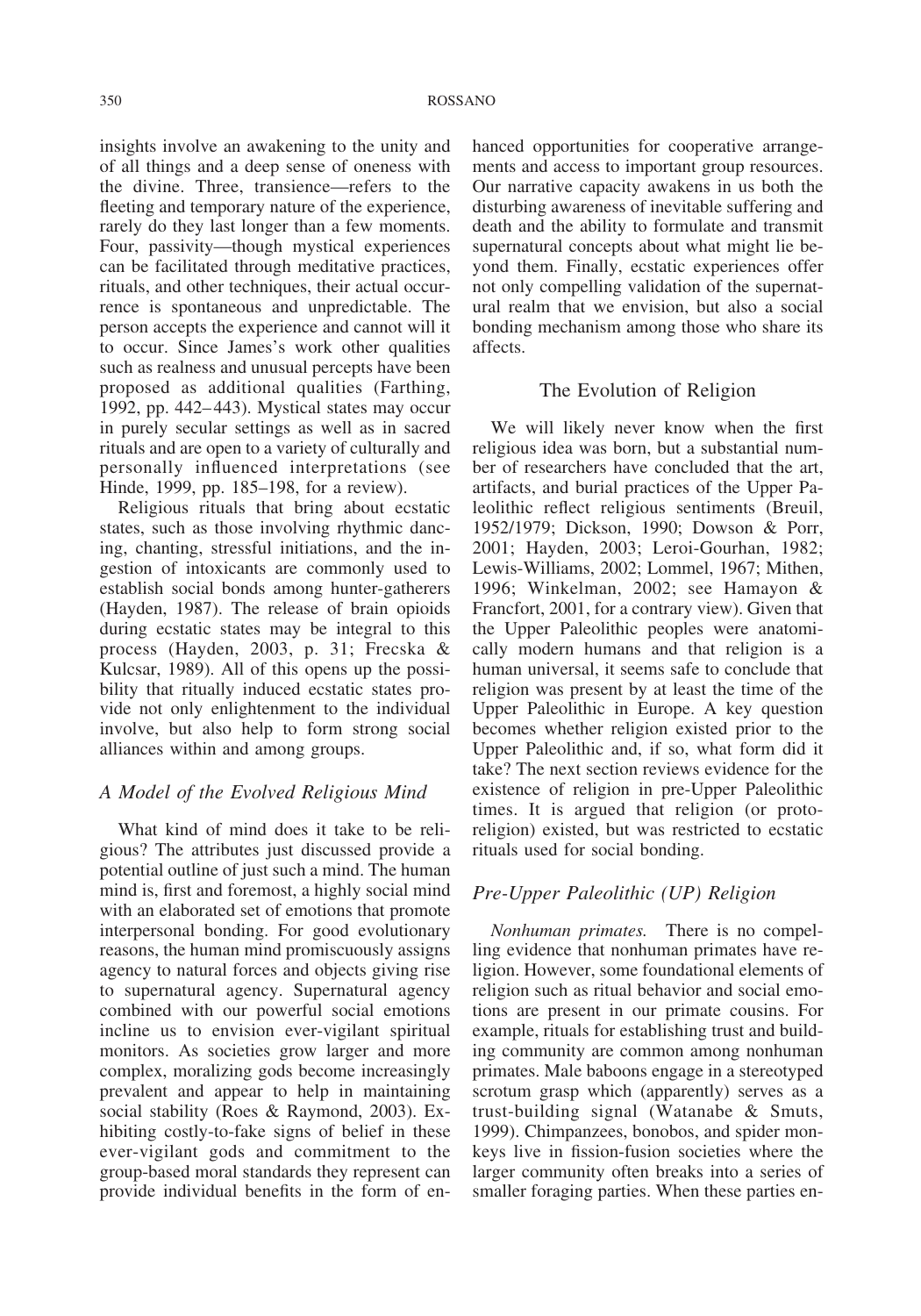insights involve an awakening to the unity and of all things and a deep sense of oneness with the divine. Three, transience—refers to the fleeting and temporary nature of the experience, rarely do they last longer than a few moments. Four, passivity—though mystical experiences can be facilitated through meditative practices, rituals, and other techniques, their actual occurrence is spontaneous and unpredictable. The person accepts the experience and cannot will it to occur. Since James's work other qualities such as realness and unusual percepts have been proposed as additional qualities (Farthing, 1992, pp. 442–443). Mystical states may occur in purely secular settings as well as in sacred rituals and are open to a variety of culturally and personally influenced interpretations (see Hinde, 1999, pp. 185–198, for a review).

Religious rituals that bring about ecstatic states, such as those involving rhythmic dancing, chanting, stressful initiations, and the ingestion of intoxicants are commonly used to establish social bonds among hunter-gatherers (Hayden, 1987). The release of brain opioids during ecstatic states may be integral to this process (Hayden, 2003, p. 31; Frecska & Kulcsar, 1989). All of this opens up the possibility that ritually induced ecstatic states provide not only enlightenment to the individual involve, but also help to form strong social alliances within and among groups.

### A Model of the Evolved Religious Mind

What kind of mind does it take to be religious? The attributes just discussed provide a potential outline of just such a mind. The human mind is, first and foremost, a highly social mind with an elaborated set of emotions that promote interpersonal bonding. For good evolutionary reasons, the human mind promiscuously assigns agency to natural forces and objects giving rise to supernatural agency. Supernatural agency combined with our powerful social emotions incline us to envision ever-vigilant spiritual monitors. As societies grow larger and more complex, moralizing gods become increasingly prevalent and appear to help in maintaining social stability (Roes & Raymond, 2003). Exhibiting costly-to-fake signs of belief in these ever-vigilant gods and commitment to the group-based moral standards they represent can provide individual benefits in the form of enhanced opportunities for cooperative arrangements and access to important group resources. Our narrative capacity awakens in us both the disturbing awareness of inevitable suffering and death and the ability to formulate and transmit supernatural concepts about what might lie beyond them. Finally, ecstatic experiences offer not only compelling validation of the supernatural realm that we envision, but also a social bonding mechanism among those who share its affects.

## The Evolution of Religion

We will likely never know when the first religious idea was born, but a substantial number of researchers have concluded that the art, artifacts, and burial practices of the Upper Paleolithic reflect religious sentiments (Breuil, 1952/1979; Dickson, 1990; Dowson & Porr, 2001; Hayden, 2003; Leroi-Gourhan, 1982; Lewis-Williams, 2002; Lommel, 1967; Mithen, 1996; Winkelman, 2002; see Hamayon & Francfort, 2001, for a contrary view). Given that the Upper Paleolithic peoples were anatomically modern humans and that religion is a human universal, it seems safe to conclude that religion was present by at least the time of the Upper Paleolithic in Europe. A key question becomes whether religion existed prior to the Upper Paleolithic and, if so, what form did it take? The next section reviews evidence for the existence of religion in pre-Upper Paleolithic times. It is argued that religion (or proto-religion) existed, but was restricted to ecstatic rituals used for social bonding.

### Pre-Upper Paleolithic (UP) Religion

*Nonhuman primates.* There is no compelling evidence that nonhuman primates have religion. However, some foundational elements of religion such as ritual behavior and social emotions are present in our primate cousins. For example, rituals for establishing trust and building community are common among nonhuman primates. Male baboons engage in a stereotyped scrotum grasp which (apparently) serves as a trust-building signal (Watanabe & Smuts, 1999). Chimpanzees, bonobos, and spider monkeys live in fission-fusion societies where the larger community often breaks into a series of smaller foraging parties. When these parties en-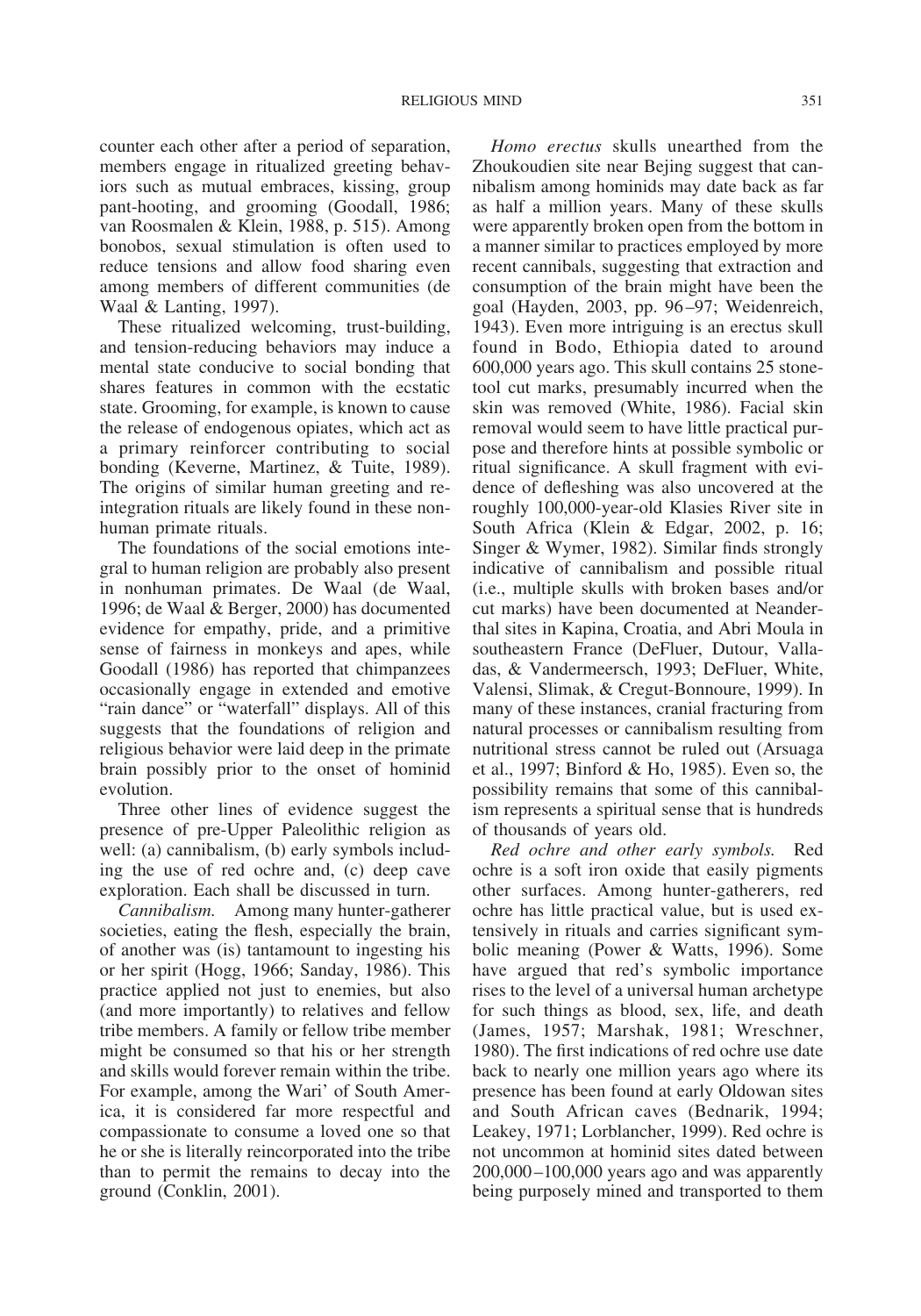counter each other after a period of separation, members engage in ritualized greeting behaviors such as mutual embraces, kissing, group pant-hooting, and grooming (Goodall, 1986; van Roosmalen & Klein, 1988, p. 515). Among bonobos, sexual stimulation is often used to reduce tensions and allow food sharing even among members of different communities (de Waal & Lanting, 1997).

These ritualized welcoming, trust-building, and tension-reducing behaviors may induce a mental state conducive to social bonding that shares features in common with the ecstatic state. Grooming, for example, is known to cause the release of endogenous opiates, which act as a primary reinforcer contributing to social bonding (Keverne, Martinez, & Tuite, 1989). The origins of similar human greeting and reintegration rituals are likely found in these nonhuman primate rituals.

The foundations of the social emotions integral to human religion are probably also present in nonhuman primates. De Waal (de Waal, 1996; de Waal & Berger, 2000) has documented evidence for empathy, pride, and a primitive sense of fairness in monkeys and apes, while Goodall (1986) has reported that chimpanzees occasionally engage in extended and emotive "rain dance" or "waterfall" displays. All of this suggests that the foundations of religion and religious behavior were laid deep in the primate brain possibly prior to the onset of hominid evolution.

Three other lines of evidence suggest the presence of pre-Upper Paleolithic religion as well: (a) cannibalism, (b) early symbols including the use of red ochre and, (c) deep cave exploration. Each shall be discussed in turn.

*Cannibalism.* Among many hunter-gatherer societies, eating the flesh, especially the brain, of another was (is) tantamount to ingesting his or her spirit (Hogg, 1966; Sanday, 1986). This practice applied not just to enemies, but also (and more importantly) to relatives and fellow tribe members. A family or fellow tribe member might be consumed so that his or her strength and skills would forever remain within the tribe. For example, among the Wari' of South America, it is considered far more respectful and compassionate to consume a loved one so that he or she is literally reincorporated into the tribe than to permit the remains to decay into the ground (Conklin, 2001).

*Homo erectus* skulls unearthed from the Zhoukoudien site near Bejing suggest that cannibalism among hominids may date back as far as half a million years. Many of these skulls were apparently broken open from the bottom in a manner similar to practices employed by more recent cannibals, suggesting that extraction and consumption of the brain might have been the goal (Hayden, 2003, pp. 96–97; Weidenreich, 1943). Even more intriguing is an erectus skull found in Bodo, Ethiopia dated to around 600,000 years ago. This skull contains 25 stone-tool cut marks, presumably incurred when the skin was removed (White, 1986). Facial skin removal would seem to have little practical purpose and therefore hints at possible symbolic or ritual significance. A skull fragment with evidence of defleshing was also uncovered at the roughly 100,000-year-old Klasies River site in South Africa (Klein & Edgar, 2002, p. 16; Singer & Wymer, 1982). Similar finds strongly indicative of cannibalism and possible ritual (i.e., multiple skulls with broken bases and/or cut marks) have been documented at Neanderthal sites in Kapina, Croatia, and Abri Moula in southeastern France (DeFluer, Dutour, Valladas, & Vandermeersch, 1993; DeFluer, White, Valensi, Slimak, & Cregut-Bonnoure, 1999). In many of these instances, cranial fracturing from natural processes or cannibalism resulting from nutritional stress cannot be ruled out (Arsuaga et al., 1997; Binford & Ho, 1985). Even so, the possibility remains that some of this cannibalism represents a spiritual sense that is hundreds of thousands of years old.

*Red ochre and other early symbols.* Red ochre is a soft iron oxide that easily pigments other surfaces. Among hunter-gatherers, red ochre has little practical value, but is used extensively in rituals and carries significant symbolic meaning (Power & Watts, 1996). Some have argued that red's symbolic importance rises to the level of a universal human archetype for such things as blood, sex, life, and death (James, 1957; Marshak, 1981; Wreschner, 1980). The first indications of red ochre use date back to nearly one million years ago where its presence has been found at early Oldowan sites and South African caves (Bednarik, 1994; Leakey, 1971; Lorblancher, 1999). Red ochre is not uncommon at hominid sites dated between 200,000–100,000 years ago and was apparently being purposely mined and transported to them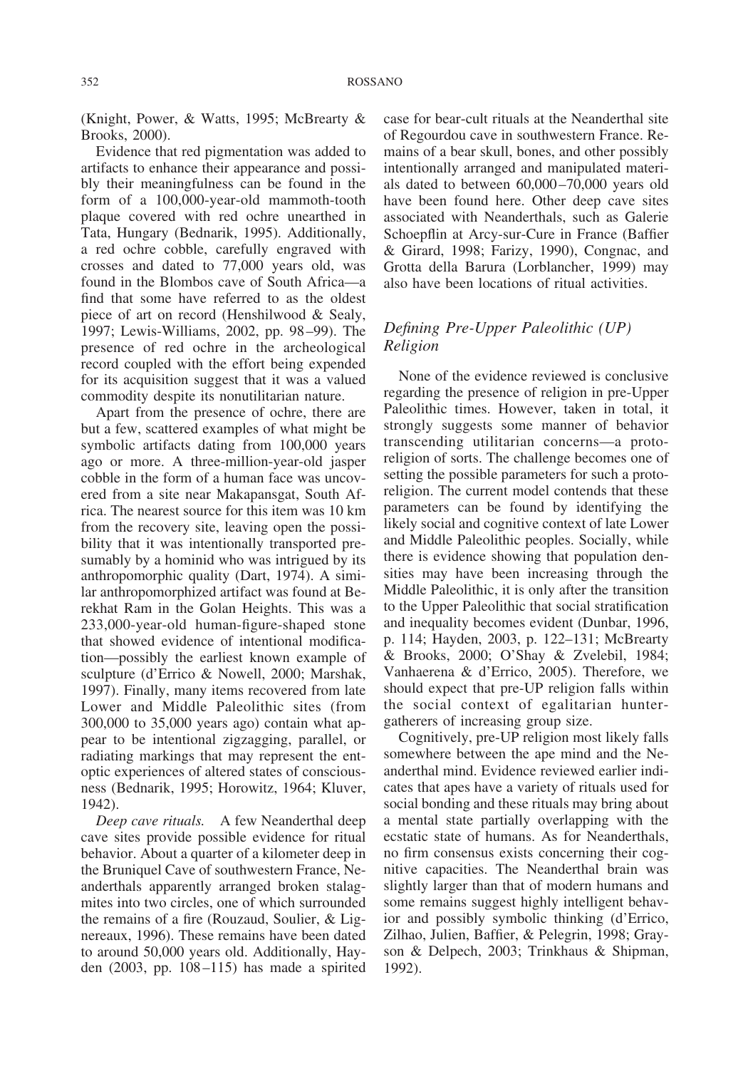(Knight, Power, & Watts, 1995; McBrearty & Brooks, 2000).

Evidence that red pigmentation was added to artifacts to enhance their appearance and possibly their meaningfulness can be found in the form of a 100,000-year-old mammoth-tooth plaque covered with red ochre unearthed in Tata, Hungary (Bednarik, 1995). Additionally, a red ochre cobble, carefully engraved with crosses and dated to 77,000 years old, was found in the Blombos cave of South Africa—a find that some have referred to as the oldest piece of art on record (Henshilwood & Sealy, 1997; Lewis-Williams, 2002, pp. 98–99). The presence of red ochre in the archeological record coupled with the effort being expended for its acquisition suggest that it was a valued commodity despite its nonutilitarian nature.

Apart from the presence of ochre, there are but a few, scattered examples of what might be symbolic artifacts dating from 100,000 years ago or more. A three-million-year-old jasper cobble in the form of a human face was uncovered from a site near Makapansgat, South Africa. The nearest source for this item was 10 km from the recovery site, leaving open the possibility that it was intentionally transported presumably by a hominid who was intrigued by its anthropomorphic quality (Dart, 1974). A similar anthropomorphized artifact was found at Berekhat Ram in the Golan Heights. This was a 233,000-year-old human-figure-shaped stone that showed evidence of intentional modification—possibly the earliest known example of sculpture (d'Errico & Nowell, 2000; Marshak, 1997). Finally, many items recovered from late Lower and Middle Paleolithic sites (from 300,000 to 35,000 years ago) contain what appear to be intentional zigzagging, parallel, or radiating markings that may represent the entoptic experiences of altered states of consciousness (Bednarik, 1995; Horowitz, 1964; Kluver, 1942).

*Deep cave rituals.* A few Neanderthal deep cave sites provide possible evidence for ritual behavior. About a quarter of a kilometer deep in the Bruniquel Cave of southwestern France, Neanderthals apparently arranged broken stalagmites into two circles, one of which surrounded the remains of a fire (Rouzaud, Soulier, & Lignereaux, 1996). These remains have been dated to around 50,000 years old. Additionally, Hayden (2003, pp. 108–115) has made a spirited case for bear-cult rituals at the Neanderthal site of Regourdou cave in southwestern France. Remains of a bear skull, bones, and other possibly intentionally arranged and manipulated materials dated to between 60,000–70,000 years old have been found here. Other deep cave sites associated with Neanderthals, such as Galerie Schoepflin at Arcy-sur-Cure in France (Baffier & Girard, 1998; Farizy, 1990), Congnac, and Grotta della Barura (Lorblancher, 1999) may also have been locations of ritual activities.

## *Defining Pre-Upper Paleolithic (UP) Religion*

None of the evidence reviewed is conclusive regarding the presence of religion in pre-Upper Paleolithic times. However, taken in total, it strongly suggests some manner of behavior transcending utilitarian concerns—a protoreligion of sorts. The challenge becomes one of setting the possible parameters for such a protoreligion. The current model contends that these parameters can be found by identifying the likely social and cognitive context of late Lower and Middle Paleolithic peoples. Socially, while there is evidence showing that population densities may have been increasing through the Middle Paleolithic, it is only after the transition to the Upper Paleolithic that social stratification and inequality becomes evident (Dunbar, 1996, p. 114; Hayden, 2003, p. 122–131; McBrearty & Brooks, 2000; O'Shay & Zvelebil, 1984; Vanhaerena & d'Errico, 2005). Therefore, we should expect that pre-UP religion falls within the social context of egalitarian hunter-gatherers of increasing group size.

Cognitively, pre-UP religion most likely falls somewhere between the ape mind and the Neanderthal mind. Evidence reviewed earlier indicates that apes have a variety of rituals used for social bonding and these rituals may bring about a mental state partially overlapping with the ecstatic state of humans. As for Neanderthals, no firm consensus exists concerning their cognitive capacities. The Neanderthal brain was slightly larger than that of modern humans and some remains suggest highly intelligent behavior and possibly symbolic thinking (d'Errico, Zilhao, Julien, Baffier, & Pelegrin, 1998; Grayson & Delpech, 2003; Trinkhaus & Shipman, 1992).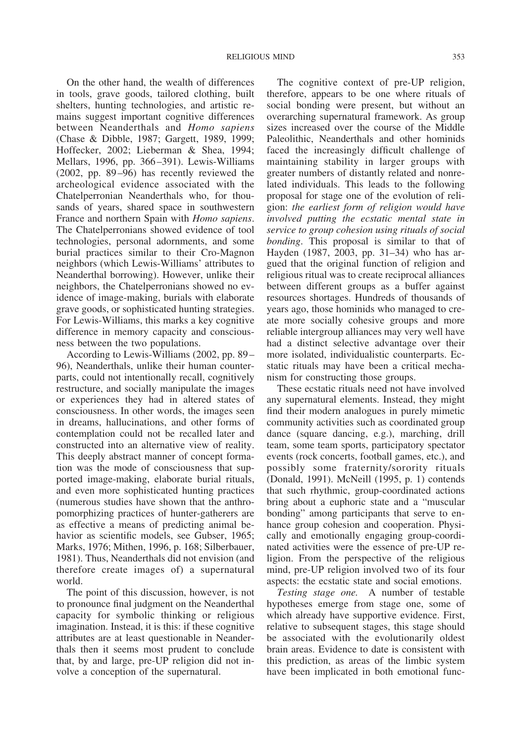On the other hand, the wealth of differences in tools, grave goods, tailored clothing, built shelters, hunting technologies, and artistic remains suggest important cognitive differences between Neanderthals and *Homo sapiens* (Chase & Dibble, 1987; Gargett, 1989, 1999; Hoffecker, 2002; Lieberman & Shea, 1994; Mellars, 1996, pp. 366–391). Lewis-Williams (2002, pp. 89–96) has recently reviewed the archeological evidence associated with the Chatelperronian Neanderthals who, for thousands of years, shared space in southwestern France and northern Spain with *Homo sapiens*. The Chatelperronians showed evidence of tool technologies, personal adornments, and some burial practices similar to their Cro-Magnon neighbors (which Lewis-Williams' attributes to Neanderthal borrowing). However, unlike their neighbors, the Chatelperronians showed no evidence of image-making, burials with elaborate grave goods, or sophisticated hunting strategies. For Lewis-Williams, this marks a key cognitive difference in memory capacity and consciousness between the two populations.

According to Lewis-Williams (2002, pp. 89–96), Neanderthals, unlike their human counterparts, could not intentionally recall, cognitively restructure, and socially manipulate the images or experiences they had in altered states of consciousness. In other words, the images seen in dreams, hallucinations, and other forms of contemplation could not be recalled later and constructed into an alternative view of reality. This deeply abstract manner of concept formation was the mode of consciousness that supported image-making, elaborate burial rituals, and even more sophisticated hunting practices (numerous studies have shown that the anthropomorphizing practices of hunter-gatherers are as effective a means of predicting animal behavior as scientific models, see Gubser, 1965; Marks, 1976; Mithen, 1996, p. 168; Silberbauer, 1981). Thus, Neanderthals did not envision (and therefore create images of) a supernatural world.

The point of this discussion, however, is not to pronounce final judgment on the Neanderthal capacity for symbolic thinking or religious imagination. Instead, it is this: if these cognitive attributes are at least questionable in Neanderthals then it seems most prudent to conclude that, by and large, pre-UP religion did not involve a conception of the supernatural.

The cognitive context of pre-UP religion, therefore, appears to be one where rituals of social bonding were present, but without an overarching supernatural framework. As group sizes increased over the course of the Middle Paleolithic, Neanderthals and other hominids faced the increasingly difficult challenge of maintaining stability in larger groups with greater numbers of distantly related and nonrelated individuals. This leads to the following proposal for stage one of the evolution of religion: *the earliest form of religion would have involved putting the ecstatic mental state in service to group cohesion using rituals of social bonding*. This proposal is similar to that of Hayden (1987, 2003, pp. 31–34) who has argued that the original function of religion and religious ritual was to create reciprocal alliances between different groups as a buffer against resources shortages. Hundreds of thousands of years ago, those hominids who managed to create more socially cohesive groups and more reliable intergroup alliances may very well have had a distinct selective advantage over their more isolated, individualistic counterparts. Ecstatic rituals may have been a critical mechanism for constructing those groups.

These ecstatic rituals need not have involved any supernatural elements. Instead, they might find their modern analogues in purely mimetic community activities such as coordinated group dance (square dancing, e.g.), marching, drill team, some team sports, participatory spectator events (rock concerts, football games, etc.), and possibly some fraternity/sorority rituals (Donald, 1991). McNeill (1995, p. 1) contends that such rhythmic, group-coordinated actions bring about a euphoric state and a "muscular bonding" among participants that serve to enhance group cohesion and cooperation. Physically and emotionally engaging group-coordinated activities were the essence of pre-UP religion. From the perspective of the religious mind, pre-UP religion involved two of its four aspects: the ecstatic state and social emotions.

*Testing stage one.* A number of testable hypotheses emerge from stage one, some of which already have supportive evidence. First, relative to subsequent stages, this stage should be associated with the evolutionarily oldest brain areas. Evidence to date is consistent with this prediction, as areas of the limbic system have been implicated in both emotional func-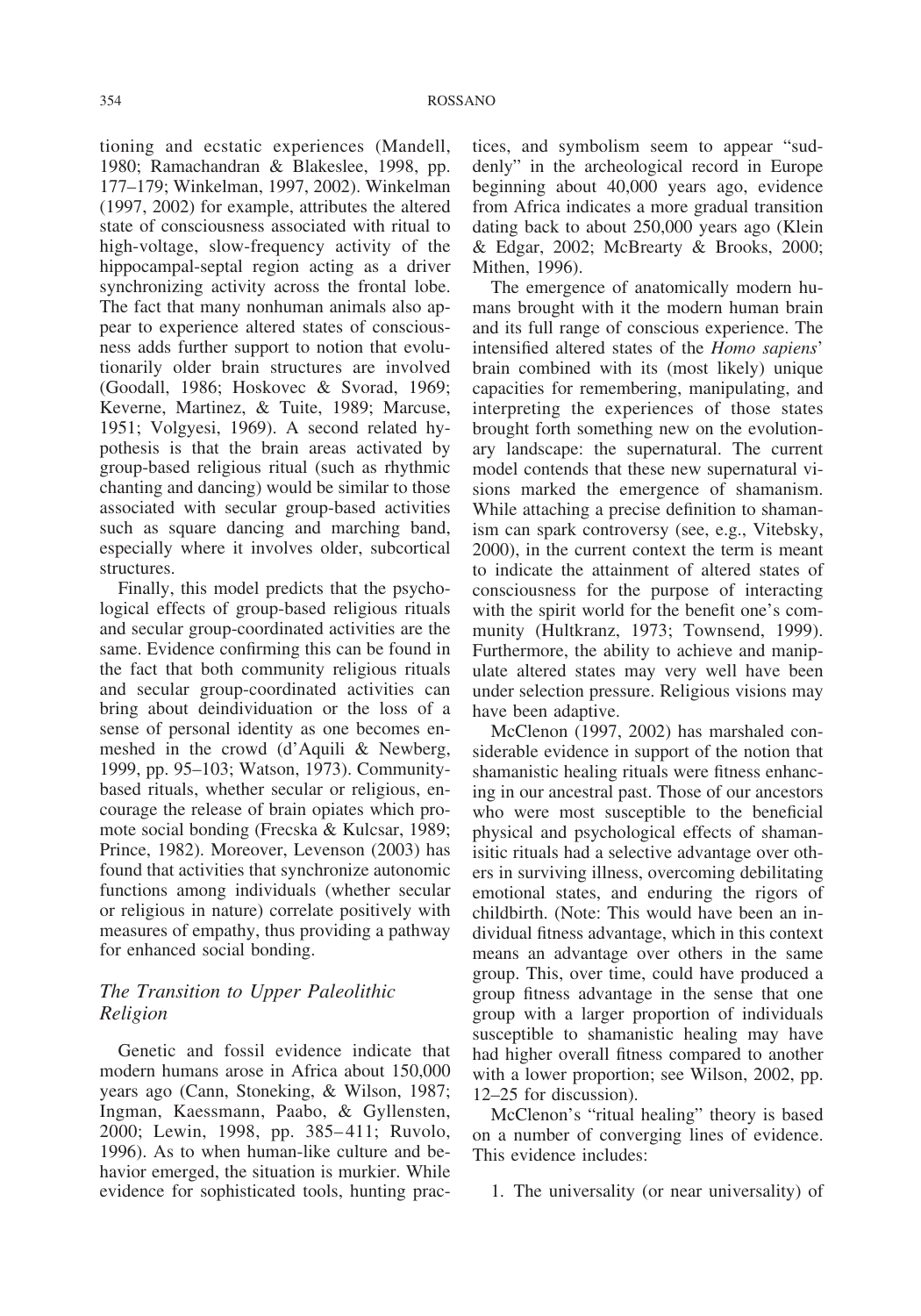tioning and ecstatic experiences (Mandell, 1980; Ramachandran & Blakeslee, 1998, pp. 177–179; Winkelman, 1997, 2002). Winkelman (1997, 2002) for example, attributes the altered state of consciousness associated with ritual to high-voltage, slow-frequency activity of the hippocampal-septal region acting as a driver synchronizing activity across the frontal lobe. The fact that many nonhuman animals also appear to experience altered states of consciousness adds further support to notion that evolutionarily older brain structures are involved (Goodall, 1986; Hoskovec & Svorad, 1969; Keverne, Martinez, & Tuite, 1989; Marcuse, 1951; Volgyesi, 1969). A second related hypothesis is that the brain areas activated by group-based religious ritual (such as rhythmic chanting and dancing) would be similar to those associated with secular group-based activities such as square dancing and marching band, especially where it involves older, subcortical structures.

Finally, this model predicts that the psychological effects of group-based religious rituals and secular group-coordinated activities are the same. Evidence confirming this can be found in the fact that both community religious rituals and secular group-coordinated activities can bring about deindividuation or the loss of a sense of personal identity as one becomes enmeshed in the crowd (d'Aquili & Newberg, 1999, pp. 95–103; Watson, 1973). Community-based rituals, whether secular or religious, encourage the release of brain opiates which promote social bonding (Frecska & Kulcsar, 1989; Prince, 1982). Moreover, Levenson (2003) has found that activities that synchronize autonomic functions among individuals (whether secular or religious in nature) correlate positively with measures of empathy, thus providing a pathway for enhanced social bonding.

## *The Transition to Upper Paleolithic Religion*

Genetic and fossil evidence indicate that modern humans arose in Africa about 150,000 years ago (Cann, Stoneking, & Wilson, 1987; Ingman, Kaessmann, Paabo, & Gyllensten, 2000; Lewin, 1998, pp. 385–411; Ruvolo, 1996). As to when human-like culture and behavior emerged, the situation is murkier. While evidence for sophisticated tools, hunting practices, and symbolism seem to appear "suddenly" in the archeological record in Europe beginning about 40,000 years ago, evidence from Africa indicates a more gradual transition dating back to about 250,000 years ago (Klein & Edgar, 2002; McBrearty & Brooks, 2000; Mithen, 1996).

The emergence of anatomically modern humans brought with it the modern human brain and its full range of conscious experience. The intensified altered states of the *Homo sapiens*' brain combined with its (most likely) unique capacities for remembering, manipulating, and interpreting the experiences of those states brought forth something new on the evolutionary landscape: the supernatural. The current model contends that these new supernatural visions marked the emergence of shamanism. While attaching a precise definition to shamanism can spark controversy (see, e.g., Vitebsky, 2000), in the current context the term is meant to indicate the attainment of altered states of consciousness for the purpose of interacting with the spirit world for the benefit one's community (Hultkranz, 1973; Townsend, 1999). Furthermore, the ability to achieve and manipulate altered states may very well have been under selection pressure. Religious visions may have been adaptive.

McClenon (1997, 2002) has marshaled considerable evidence in support of the notion that shamanistic healing rituals were fitness enhancing in our ancestral past. Those of our ancestors who were most susceptible to the beneficial physical and psychological effects of shamanisitic rituals had a selective advantage over others in surviving illness, overcoming debilitating emotional states, and enduring the rigors of childbirth. (Note: This would have been an individual fitness advantage, which in this context means an advantage over others in the same group. This, over time, could have produced a group fitness advantage in the sense that one group with a larger proportion of individuals susceptible to shamanistic healing may have had higher overall fitness compared to another with a lower proportion; see Wilson, 2002, pp. 12–25 for discussion).

McClenon's "ritual healing" theory is based on a number of converging lines of evidence. This evidence includes:

1. The universality (or near universality) of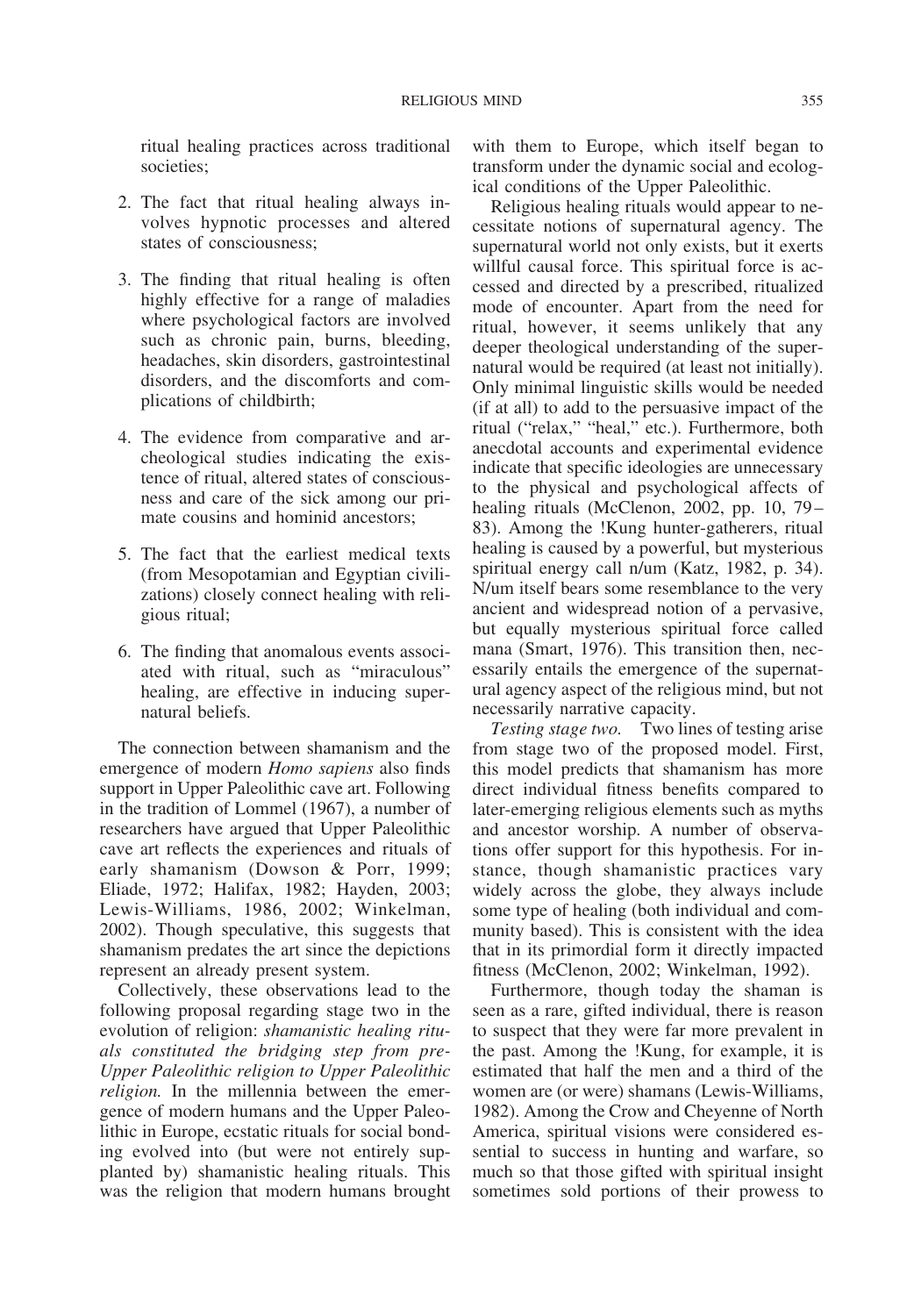ritual healing practices across traditional societies;

2. The fact that ritual healing always involves hypnotic processes and altered states of consciousness;

3. The finding that ritual healing is often highly effective for a range of maladies where psychological factors are involved such as chronic pain, burns, bleeding, headaches, skin disorders, gastrointestinal disorders, and the discomforts and complications of childbirth;

4. The evidence from comparative and archeological studies indicating the existence of ritual, altered states of consciousness and care of the sick among our primate cousins and hominid ancestors;

5. The fact that the earliest medical texts (from Mesopotamian and Egyptian civilizations) closely connect healing with religious ritual;

6. The finding that anomalous events associated with ritual, such as "miraculous" healing, are effective in inducing supernatural beliefs.

The connection between shamanism and the emergence of modern *Homo sapiens* also finds support in Upper Paleolithic cave art. Following in the tradition of Lommel (1967), a number of researchers have argued that Upper Paleolithic cave art reflects the experiences and rituals of early shamanism (Dowson & Porr, 1999; Eliade, 1972; Halifax, 1982; Hayden, 2003; Lewis-Williams, 1986, 2002; Winkelman, 2002). Though speculative, this suggests that shamanism predates the art since the depictions represent an already present system.

Collectively, these observations lead to the following proposal regarding stage two in the evolution of religion: *shamanistic healing rituals constituted the bridging step from pre-Upper Paleolithic religion to Upper Paleolithic religion.* In the millennia between the emergence of modern humans and the Upper Paleolithic in Europe, ecstatic rituals for social bonding evolved into (but were not entirely supplanted by) shamanistic healing rituals. This was the religion that modern humans brought with them to Europe, which itself began to transform under the dynamic social and ecological conditions of the Upper Paleolithic.

Religious healing rituals would appear to necessitate notions of supernatural agency. The supernatural world not only exists, but it exerts willful causal force. This spiritual force is accessed and directed by a prescribed, ritualized mode of encounter. Apart from the need for ritual, however, it seems unlikely that any deeper theological understanding of the supernatural would be required (at least not initially). Only minimal linguistic skills would be needed (if at all) to add to the persuasive impact of the ritual ("relax," "heal," etc.). Furthermore, both anecdotal accounts and experimental evidence indicate that specific ideologies are unnecessary to the physical and psychological affects of healing rituals (McClenon, 2002, pp. 10, 79–83). Among the !Kung hunter-gatherers, ritual healing is caused by a powerful, but mysterious spiritual energy call n/um (Katz, 1982, p. 34). N/um itself bears some resemblance to the very ancient and widespread notion of a pervasive, but equally mysterious spiritual force called mana (Smart, 1976). This transition then, necessarily entails the emergence of the supernatural agency aspect of the religious mind, but not necessarily narrative capacity.

*Testing stage two.* Two lines of testing arise from stage two of the proposed model. First, this model predicts that shamanism has more direct individual fitness benefits compared to later-emerging religious elements such as myths and ancestor worship. A number of observations offer support for this hypothesis. For instance, though shamanistic practices vary widely across the globe, they always include some type of healing (both individual and community based). This is consistent with the idea that in its primordial form it directly impacted fitness (McClenon, 2002; Winkelman, 1992).

Furthermore, though today the shaman is seen as a rare, gifted individual, there is reason to suspect that they were far more prevalent in the past. Among the !Kung, for example, it is estimated that half the men and a third of the women are (or were) shamans (Lewis-Williams, 1982). Among the Crow and Cheyenne of North America, spiritual visions were considered essential to success in hunting and warfare, so much so that those gifted with spiritual insight sometimes sold portions of their prowess to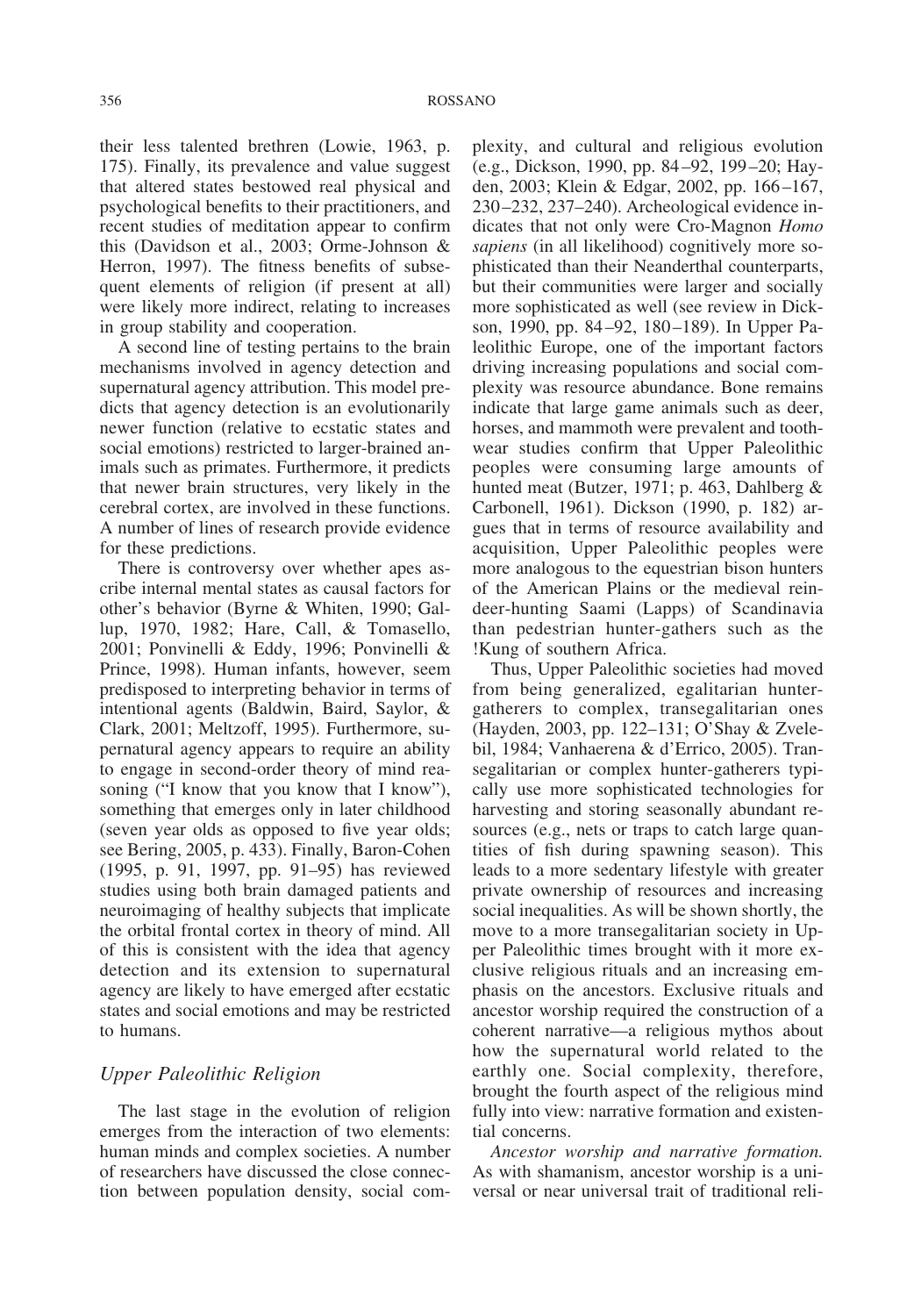their less talented brethren (Lowie, 1963, p. 175). Finally, its prevalence and value suggest that altered states bestowed real physical and psychological benefits to their practitioners, and recent studies of meditation appear to confirm this (Davidson et al., 2003; Orme-Johnson & Herron, 1997). The fitness benefits of subsequent elements of religion (if present at all) were likely more indirect, relating to increases in group stability and cooperation.

A second line of testing pertains to the brain mechanisms involved in agency detection and supernatural agency attribution. This model predicts that agency detection is an evolutionarily newer function (relative to ecstatic states and social emotions) restricted to larger-brained animals such as primates. Furthermore, it predicts that newer brain structures, very likely in the cerebral cortex, are involved in these functions. A number of lines of research provide evidence for these predictions.

There is controversy over whether apes ascribe internal mental states as causal factors for other's behavior (Byrne & Whiten, 1990; Gallup, 1970, 1982; Hare, Call, & Tomasello, 2001; Ponvinelli & Eddy, 1996; Ponvinelli & Prince, 1998). Human infants, however, seem predisposed to interpreting behavior in terms of intentional agents (Baldwin, Baird, Saylor, & Clark, 2001; Meltzoff, 1995). Furthermore, supernatural agency appears to require an ability to engage in second-order theory of mind reasoning ("I know that you know that I know"), something that emerges only in later childhood (seven year olds as opposed to five year olds; see Bering, 2005, p. 433). Finally, Baron-Cohen (1995, p. 91, 1997, pp. 91–95) has reviewed studies using both brain damaged patients and neuroimaging of healthy subjects that implicate the orbital frontal cortex in theory of mind. All of this is consistent with the idea that agency detection and its extension to supernatural agency are likely to have emerged after ecstatic states and social emotions and may be restricted to humans.

## *Upper Paleolithic Religion*

The last stage in the evolution of religion emerges from the interaction of two elements: human minds and complex societies. A number of researchers have discussed the close connection between population density, social complexity, and cultural and religious evolution (e.g., Dickson, 1990, pp. 84–92, 199–20; Hayden, 2003; Klein & Edgar, 2002, pp. 166–167, 230–232, 237–240). Archeological evidence indicates that not only were Cro-Magnon *Homo sapiens* (in all likelihood) cognitively more sophisticated than their Neanderthal counterparts, but their communities were larger and socially more sophisticated as well (see review in Dickson, 1990, pp. 84–92, 180–189). In Upper Paleolithic Europe, one of the important factors driving increasing populations and social complexity was resource abundance. Bone remains indicate that large game animals such as deer, horses, and mammoth were prevalent and tooth-wear studies confirm that Upper Paleolithic peoples were consuming large amounts of hunted meat (Butzer, 1971; p. 463, Dahlberg & Carbonell, 1961). Dickson (1990, p. 182) argues that in terms of resource availability and acquisition, Upper Paleolithic peoples were more analogous to the equestrian bison hunters of the American Plains or the medieval reindeer-hunting Saami (Lapps) of Scandinavia than pedestrian hunter-gathers such as the !Kung of southern Africa.

Thus, Upper Paleolithic societies had moved from being generalized, egalitarian hunter-gatherers to complex, transegalitarian ones (Hayden, 2003, pp. 122–131; O'Shay & Zvelebil, 1984; Vanhaerena & d'Errico, 2005). Transegalitarian or complex hunter-gatherers typically use more sophisticated technologies for harvesting and storing seasonally abundant resources (e.g., nets or traps to catch large quantities of fish during spawning season). This leads to a more sedentary lifestyle with greater private ownership of resources and increasing social inequalities. As will be shown shortly, the move to a more transegalitarian society in Upper Paleolithic times brought with it more exclusive religious rituals and an increasing emphasis on the ancestors. Exclusive rituals and ancestor worship required the construction of a coherent narrative—a religious mythos about how the supernatural world related to the earthly one. Social complexity, therefore, brought the fourth aspect of the religious mind fully into view: narrative formation and existential concerns.

*Ancestor worship and narrative formation.* As with shamanism, ancestor worship is a universal or near universal trait of traditional reli-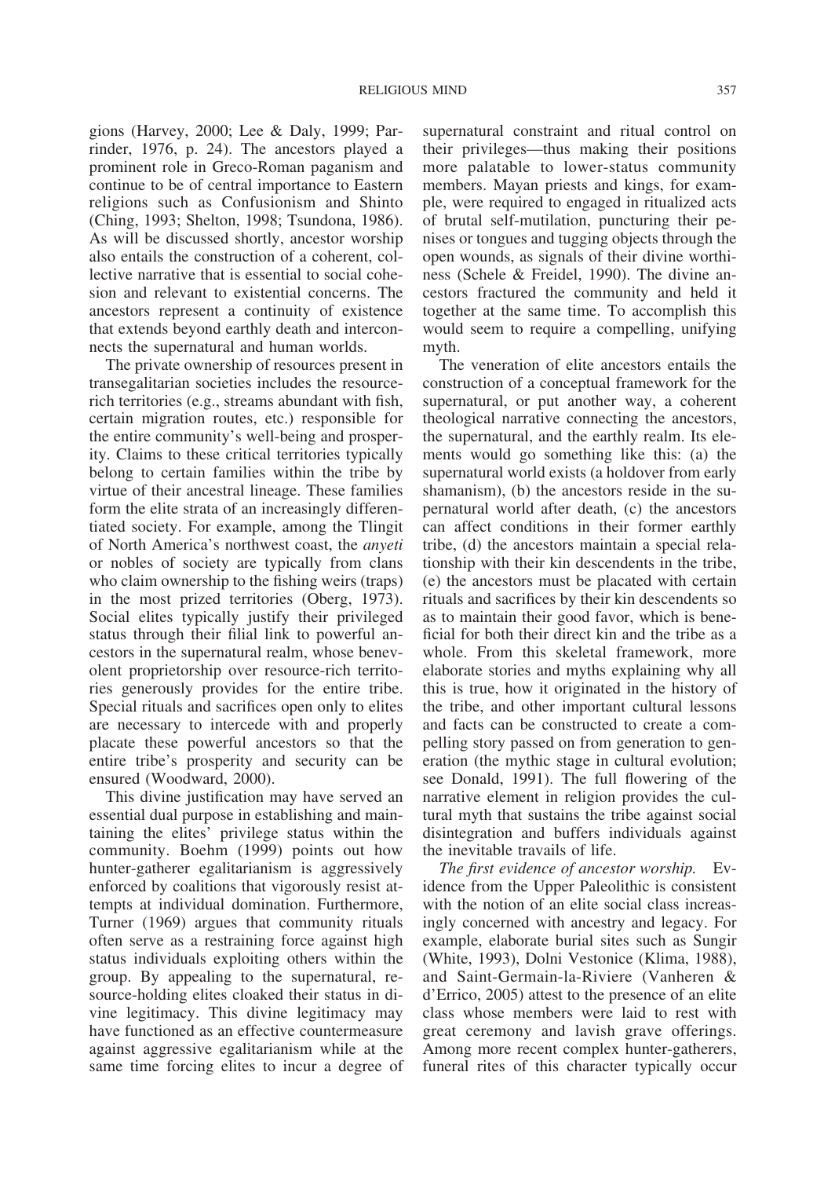gions (Harvey, 2000; Lee & Daly, 1999; Parrinder, 1976, p. 24). The ancestors played a prominent role in Greco-Roman paganism and continue to be of central importance to Eastern religions such as Confusionism and Shinto (Ching, 1993; Shelton, 1998; Tsundona, 1986). As will be discussed shortly, ancestor worship also entails the construction of a coherent, collective narrative that is essential to social cohesion and relevant to existential concerns. The ancestors represent a continuity of existence that extends beyond earthly death and interconnects the supernatural and human worlds.

The private ownership of resources present in transegalitarian societies includes the resource-rich territories (e.g., streams abundant with fish, certain migration routes, etc.) responsible for the entire community's well-being and prosperity. Claims to these critical territories typically belong to certain families within the tribe by virtue of their ancestral lineage. These families form the elite strata of an increasingly differentiated society. For example, among the Tlingit of North America's northwest coast, the *anyeti* or nobles of society are typically from clans who claim ownership to the fishing weirs (traps) in the most prized territories (Oberg, 1973). Social elites typically justify their privileged status through their filial link to powerful ancestors in the supernatural realm, whose benevolent proprietorship over resource-rich territories generously provides for the entire tribe. Special rituals and sacrifices open only to elites are necessary to intercede with and properly placate these powerful ancestors so that the entire tribe's prosperity and security can be ensured (Woodward, 2000).

This divine justification may have served an essential dual purpose in establishing and maintaining the elites' privilege status within the community. Boehm (1999) points out how hunter-gatherer egalitarianism is aggressively enforced by coalitions that vigorously resist attempts at individual domination. Furthermore, Turner (1969) argues that community rituals often serve as a restraining force against high status individuals exploiting others within the group. By appealing to the supernatural, resource-holding elites cloaked their status in divine legitimacy. This divine legitimacy may have functioned as an effective countermeasure against aggressive egalitarianism while at the same time forcing elites to incur a degree of supernatural constraint and ritual control on their privileges—thus making their positions more palatable to lower-status community members. Mayan priests and kings, for example, were required to engaged in ritualized acts of brutal self-mutilation, puncturing their penises or tongues and tugging objects through the open wounds, as signals of their divine worthiness (Schele & Freidel, 1990). The divine ancestors fractured the community and held it together at the same time. To accomplish this would seem to require a compelling, unifying myth.

The veneration of elite ancestors entails the construction of a conceptual framework for the supernatural, or put another way, a coherent theological narrative connecting the ancestors, the supernatural, and the earthly realm. Its elements would go something like this: (a) the supernatural world exists (a holdover from early shamanism), (b) the ancestors reside in the supernatural world after death, (c) the ancestors can affect conditions in their former earthly tribe, (d) the ancestors maintain a special relationship with their kin descendents in the tribe, (e) the ancestors must be placated with certain rituals and sacrifices by their kin descendents so as to maintain their good favor, which is beneficial for both their direct kin and the tribe as a whole. From this skeletal framework, more elaborate stories and myths explaining why all this is true, how it originated in the history of the tribe, and other important cultural lessons and facts can be constructed to create a compelling story passed on from generation to generation (the mythic stage in cultural evolution; see Donald, 1991). The full flowering of the narrative element in religion provides the cultural myth that sustains the tribe against social disintegration and buffers individuals against the inevitable travails of life.

*The first evidence of ancestor worship.* Evidence from the Upper Paleolithic is consistent with the notion of an elite social class increasingly concerned with ancestry and legacy. For example, elaborate burial sites such as Sungir (White, 1993), Dolni Vestonice (Klima, 1988), and Saint-Germain-la-Riviere (Vanheren & d'Errico, 2005) attest to the presence of an elite class whose members were laid to rest with great ceremony and lavish grave offerings. Among more recent complex hunter-gatherers, funeral rites of this character typically occur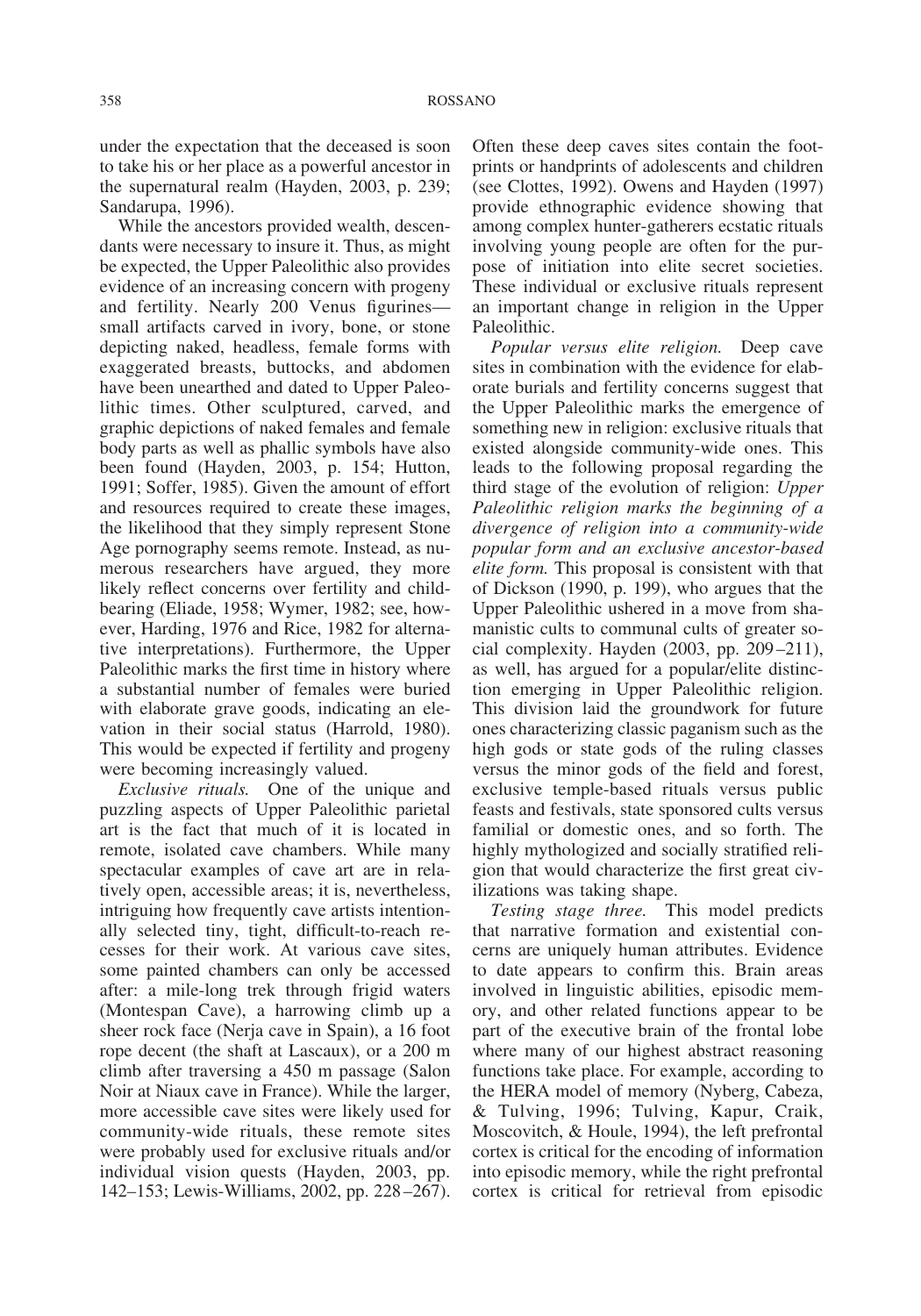under the expectation that the deceased is soon to take his or her place as a powerful ancestor in the supernatural realm (Hayden, 2003, p. 239; Sandarupa, 1996).

While the ancestors provided wealth, descendants were necessary to insure it. Thus, as might be expected, the Upper Paleolithic also provides evidence of an increasing concern with progeny and fertility. Nearly 200 Venus figurines—small artifacts carved in ivory, bone, or stone depicting naked, headless, female forms with exaggerated breasts, buttocks, and abdomen have been unearthed and dated to Upper Paleolithic times. Other sculptured, carved, and graphic depictions of naked females and female body parts as well as phallic symbols have also been found (Hayden, 2003, p. 154; Hutton, 1991; Soffer, 1985). Given the amount of effort and resources required to create these images, the likelihood that they simply represent Stone Age pornography seems remote. Instead, as numerous researchers have argued, they more likely reflect concerns over fertility and childbearing (Eliade, 1958; Wymer, 1982; see, however, Harding, 1976 and Rice, 1982 for alternative interpretations). Furthermore, the Upper Paleolithic marks the first time in history where a substantial number of females were buried with elaborate grave goods, indicating an elevation in their social status (Harrold, 1980). This would be expected if fertility and progeny were becoming increasingly valued.

*Exclusive rituals.* One of the unique and puzzling aspects of Upper Paleolithic parietal art is the fact that much of it is located in remote, isolated cave chambers. While many spectacular examples of cave art are in relatively open, accessible areas; it is, nevertheless, intriguing how frequently cave artists intentionally selected tiny, tight, difficult-to-reach recesses for their work. At various cave sites, some painted chambers can only be accessed after: a mile-long trek through frigid waters (Montespan Cave), a harrowing climb up a sheer rock face (Nerja cave in Spain), a 16 foot rope decent (the shaft at Lascaux), or a 200 m climb after traversing a 450 m passage (Salon Noir at Niaux cave in France). While the larger, more accessible cave sites were likely used for community-wide rituals, these remote sites were probably used for exclusive rituals and/or individual vision quests (Hayden, 2003, pp. 142–153; Lewis-Williams, 2002, pp. 228–267). Often these deep caves sites contain the footprints or handprints of adolescents and children (see Clottes, 1992). Owens and Hayden (1997) provide ethnographic evidence showing that among complex hunter-gatherers ecstatic rituals involving young people are often for the purpose of initiation into elite secret societies. These individual or exclusive rituals represent an important change in religion in the Upper Paleolithic.

*Popular versus elite religion.* Deep cave sites in combination with the evidence for elaborate burials and fertility concerns suggest that the Upper Paleolithic marks the emergence of something new in religion: exclusive rituals that existed alongside community-wide ones. This leads to the following proposal regarding the third stage of the evolution of religion: *Upper Paleolithic religion marks the beginning of a divergence of religion into a community-wide popular form and an exclusive ancestor-based elite form.* This proposal is consistent with that of Dickson (1990, p. 199), who argues that the Upper Paleolithic ushered in a move from shamanistic cults to communal cults of greater social complexity. Hayden (2003, pp. 209–211), as well, has argued for a popular/elite distinction emerging in Upper Paleolithic religion. This division laid the groundwork for future ones characterizing classic paganism such as the high gods or state gods of the ruling classes versus the minor gods of the field and forest, exclusive temple-based rituals versus public feasts and festivals, state sponsored cults versus familial or domestic ones, and so forth. The highly mythologized and socially stratified religion that would characterize the first great civilizations was taking shape.

*Testing stage three.* This model predicts that narrative formation and existential concerns are uniquely human attributes. Evidence to date appears to confirm this. Brain areas involved in linguistic abilities, episodic memory, and other related functions appear to be part of the executive brain of the frontal lobe where many of our highest abstract reasoning functions take place. For example, according to the HERA model of memory (Nyberg, Cabeza, & Tulving, 1996; Tulving, Kapur, Craik, Moscovitch, & Houle, 1994), the left prefrontal cortex is critical for the encoding of information into episodic memory, while the right prefrontal cortex is critical for retrieval from episodic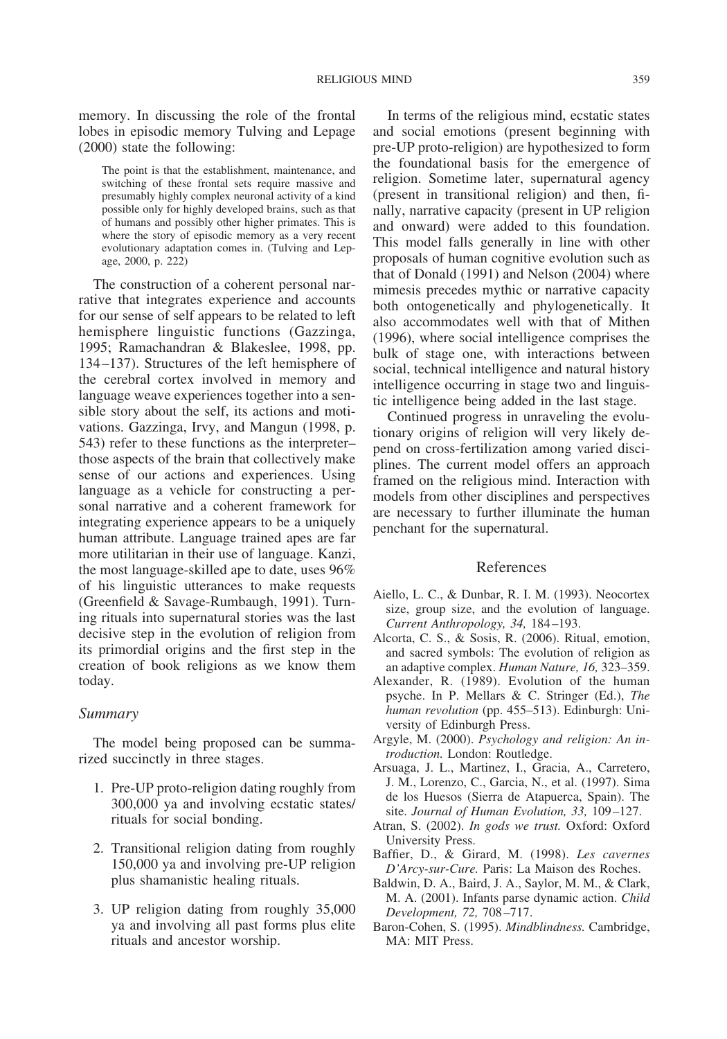memory. In discussing the role of the frontal lobes in episodic memory Tulving and Lepage (2000) state the following:

> The point is that the establishment, maintenance, and switching of these frontal sets require massive and presumably highly complex neuronal activity of a kind possible only for highly developed brains, such as that of humans and possibly other higher primates. This is where the story of episodic memory as a very recent evolutionary adaptation comes in. (Tulving and Lepage, 2000, p. 222)

The construction of a coherent personal narrative that integrates experience and accounts for our sense of self appears to be related to left hemisphere linguistic functions (Gazzinga, 1995; Ramachandran & Blakeslee, 1998, pp. 134–137). Structures of the left hemisphere of the cerebral cortex involved in memory and language weave experiences together into a sensible story about the self, its actions and motivations. Gazzinga, Irvy, and Mangun (1998, p. 543) refer to these functions as the interpreter–those aspects of the brain that collectively make sense of our actions and experiences. Using language as a vehicle for constructing a personal narrative and a coherent framework for integrating experience appears to be a uniquely human attribute. Language trained apes are far more utilitarian in their use of language. Kanzi, the most language-skilled ape to date, uses 96% of his linguistic utterances to make requests (Greenfield & Savage-Rumbaugh, 1991). Turning rituals into supernatural stories was the last decisive step in the evolution of religion from its primordial origins and the first step in the creation of book religions as we know them today.

### *Summary*

The model being proposed can be summarized succinctly in three stages.

1. Pre-UP proto-religion dating roughly from 300,000 ya and involving ecstatic states/rituals for social bonding.

2. Transitional religion dating from roughly 150,000 ya and involving pre-UP religion plus shamanistic healing rituals.

3. UP religion dating from roughly 35,000 ya and involving all past forms plus elite rituals and ancestor worship.

In terms of the religious mind, ecstatic states and social emotions (present beginning with pre-UP proto-religion) are hypothesized to form the foundational basis for the emergence of religion. Sometime later, supernatural agency (present in transitional religion) and then, finally, narrative capacity (present in UP religion and onward) were added to this foundation. This model falls generally in line with other proposals of human cognitive evolution such as that of Donald (1991) and Nelson (2004) where mimesis precedes mythic or narrative capacity both ontogenetically and phylogenetically. It also accommodates well with that of Mithen (1996), where social intelligence comprises the bulk of stage one, with interactions between social, technical intelligence and natural history intelligence occurring in stage two and linguistic intelligence being added in the last stage.

Continued progress in unraveling the evolutionary origins of religion will very likely depend on cross-fertilization among varied disciplines. The current model offers an approach framed on the religious mind. Interaction with models from other disciplines and perspectives are necessary to further illuminate the human penchant for the supernatural.

## References

Aiello, L. C., & Dunbar, R. I. M. (1993). Neocortex size, group size, and the evolution of language. *Current Anthropology, 34,* 184–193.

Alcorta, C. S., & Sosis, R. (2006). Ritual, emotion, and sacred symbols: The evolution of religion as an adaptive complex. *Human Nature, 16,* 323–359.

Alexander, R. (1989). Evolution of the human psyche. In P. Mellars & C. Stringer (Ed.), *The human revolution* (pp. 455–513). Edinburgh: University of Edinburgh Press.

Argyle, M. (2000). *Psychology and religion: An introduction.* London: Routledge.

Arsuaga, J. L., Martinez, I., Gracia, A., Carretero, J. M., Lorenzo, C., Garcia, N., et al. (1997). Sima de los Huesos (Sierra de Atapuerca, Spain). The site. *Journal of Human Evolution, 33,* 109–127.

Atran, S. (2002). *In gods we trust.* Oxford: Oxford University Press.

Baffier, D., & Girard, M. (1998). *Les cavernes D'Arcy-sur-Cure.* Paris: La Maison des Roches.

Baldwin, D. A., Baird, J. A., Saylor, M. M., & Clark, M. A. (2001). Infants parse dynamic action. *Child Development, 72,* 708–717.

Baron-Cohen, S. (1995). *Mindblindness.* Cambridge, MA: MIT Press.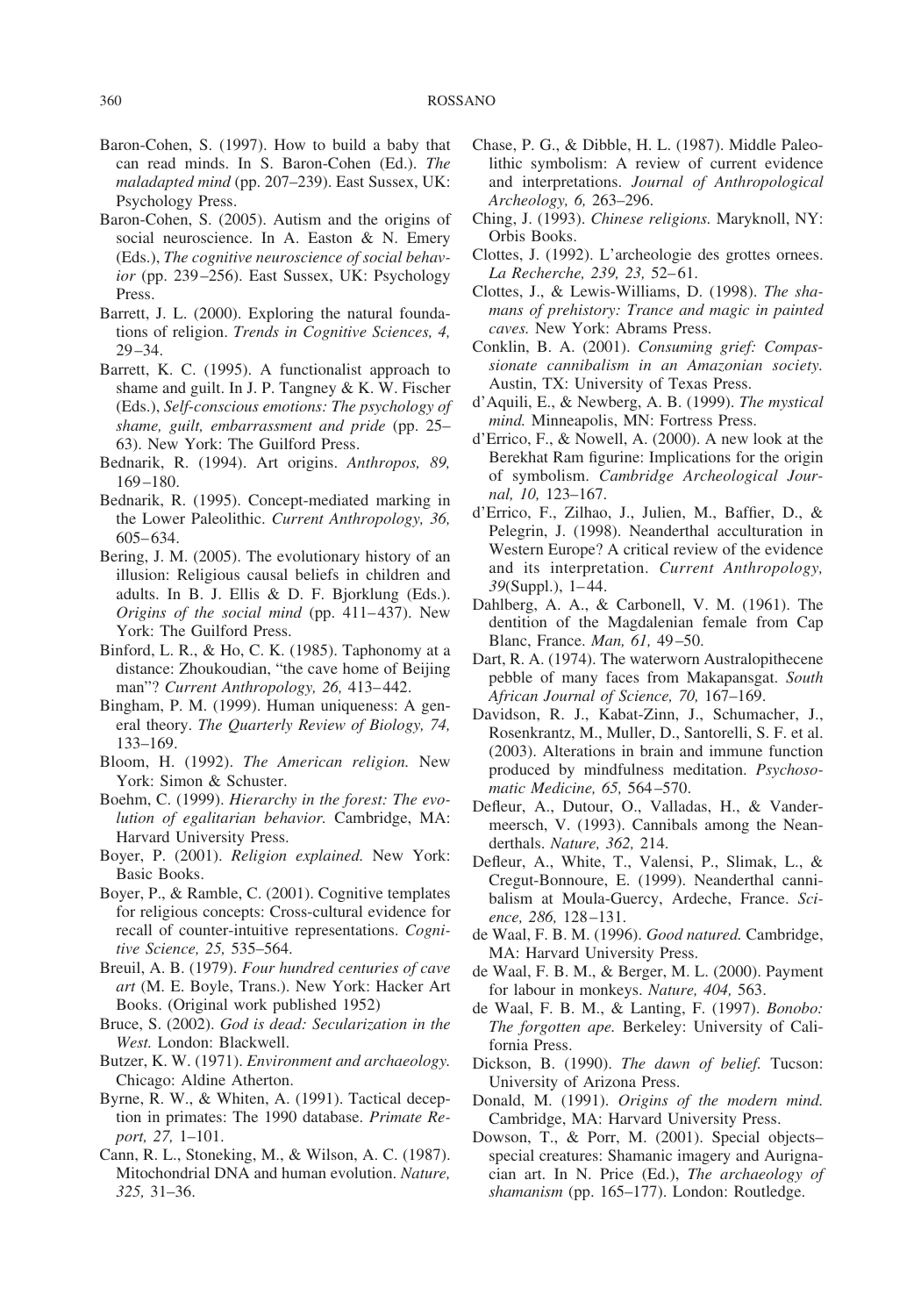Baron-Cohen, S. (1997). How to build a baby that can read minds. In S. Baron-Cohen (Ed.). *The maladapted mind* (pp. 207–239). East Sussex, UK: Psychology Press.

Baron-Cohen, S. (2005). Autism and the origins of social neuroscience. In A. Easton & N. Emery (Eds.), *The cognitive neuroscience of social behavior* (pp. 239–256). East Sussex, UK: Psychology Press.

Barrett, J. L. (2000). Exploring the natural foundations of religion. *Trends in Cognitive Sciences, 4,* 29–34.

Barrett, K. C. (1995). A functionalist approach to shame and guilt. In J. P. Tangney & K. W. Fischer (Eds.), *Self-conscious emotions: The psychology of shame, guilt, embarrassment and pride* (pp. 25–63). New York: The Guilford Press.

Bednarik, R. (1994). Art origins. *Anthropos, 89,* 169–180.

Bednarik, R. (1995). Concept-mediated marking in the Lower Paleolithic. *Current Anthropology, 36,* 605–634.

Bering, J. M. (2005). The evolutionary history of an illusion: Religious causal beliefs in children and adults. In B. J. Ellis & D. F. Bjorklung (Eds.). *Origins of the social mind* (pp. 411–437). New York: The Guilford Press.

Binford, L. R., & Ho, C. K. (1985). Taphonomy at a distance: Zhoukoudian, "the cave home of Beijing man"? *Current Anthropology, 26,* 413–442.

Bingham, P. M. (1999). Human uniqueness: A general theory. *The Quarterly Review of Biology, 74,* 133–169.

Bloom, H. (1992). *The American religion.* New York: Simon & Schuster.

Boehm, C. (1999). *Hierarchy in the forest: The evolution of egalitarian behavior.* Cambridge, MA: Harvard University Press.

Boyer, P. (2001). *Religion explained.* New York: Basic Books.

Boyer, P., & Ramble, C. (2001). Cognitive templates for religious concepts: Cross-cultural evidence for recall of counter-intuitive representations. *Cognitive Science, 25,* 535–564.

Breuil, A. B. (1979). *Four hundred centuries of cave art* (M. E. Boyle, Trans.). New York: Hacker Art Books. (Original work published 1952)

Bruce, S. (2002). *God is dead: Secularization in the West.* London: Blackwell.

Butzer, K. W. (1971). *Environment and archaeology.* Chicago: Aldine Atherton.

Byrne, R. W., & Whiten, A. (1991). Tactical deception in primates: The 1990 database. *Primate Report, 27,* 1–101.

Cann, R. L., Stoneking, M., & Wilson, A. C. (1987). Mitochondrial DNA and human evolution. *Nature, 325,* 31–36.

Chase, P. G., & Dibble, H. L. (1987). Middle Paleolithic symbolism: A review of current evidence and interpretations. *Journal of Anthropological Archeology, 6,* 263–296.

Ching, J. (1993). *Chinese religions.* Maryknoll, NY: Orbis Books.

Clottes, J. (1992). L'archeologie des grottes ornees. *La Recherche, 239, 23,* 52–61.

Clottes, J., & Lewis-Williams, D. (1998). *The shamans of prehistory: Trance and magic in painted caves.* New York: Abrams Press.

Conklin, B. A. (2001). *Consuming grief: Compassionate cannibalism in an Amazonian society.* Austin, TX: University of Texas Press.

d'Aquili, E., & Newberg, A. B. (1999). *The mystical mind.* Minneapolis, MN: Fortress Press.

d'Errico, F., & Nowell, A. (2000). A new look at the Berekhat Ram figurine: Implications for the origin of symbolism. *Cambridge Archeological Journal, 10,* 123–167.

d'Errico, F., Zilhao, J., Julien, M., Baffier, D., & Pelegrin, J. (1998). Neanderthal acculturation in Western Europe? A critical review of the evidence and its interpretation. *Current Anthropology, 39*(Suppl.), 1–44.

Dahlberg, A. A., & Carbonell, V. M. (1961). The dentition of the Magdalenian female from Cap Blanc, France. *Man, 61,* 49–50.

Dart, R. A. (1974). The waterworn Australopithecene pebble of many faces from Makapansgat. *South African Journal of Science, 70,* 167–169.

Davidson, R. J., Kabat-Zinn, J., Schumacher, J., Rosenkrantz, M., Muller, D., Santorelli, S. F. et al. (2003). Alterations in brain and immune function produced by mindfulness meditation. *Psychosomatic Medicine, 65,* 564–570.

Defleur, A., Dutour, O., Valladas, H., & Vandermeersch, V. (1993). Cannibals among the Neanderthals. *Nature, 362,* 214.

Defleur, A., White, T., Valensi, P., Slimak, L., & Cregut-Bonnoure, E. (1999). Neanderthal cannibalism at Moula-Guercy, Ardeche, France. *Science, 286,* 128–131.

de Waal, F. B. M. (1996). *Good natured.* Cambridge, MA: Harvard University Press.

de Waal, F. B. M., & Berger, M. L. (2000). Payment for labour in monkeys. *Nature, 404,* 563.

de Waal, F. B. M., & Lanting, F. (1997). *Bonobo: The forgotten ape.* Berkeley: University of California Press.

Dickson, B. (1990). *The dawn of belief.* Tucson: University of Arizona Press.

Donald, M. (1991). *Origins of the modern mind.* Cambridge, MA: Harvard University Press.

Dowson, T., & Porr, M. (2001). Special objects–special creatures: Shamanic imagery and Aurignacian art. In N. Price (Ed.), *The archaeology of shamanism* (pp. 165–177). London: Routledge.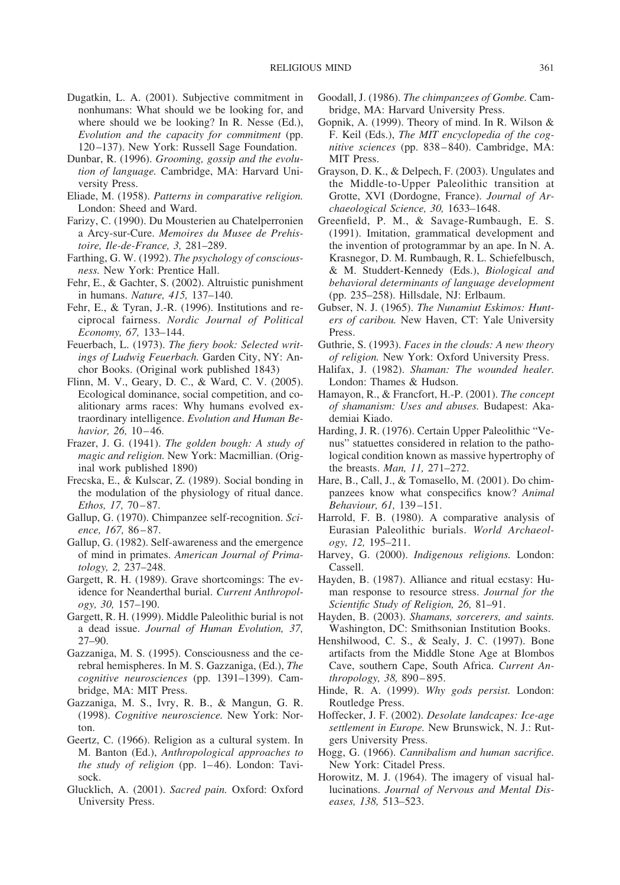Dugatkin, L. A. (2001). Subjective commitment in nonhumans: What should we be looking for, and where should we be looking? In R. Nesse (Ed.), *Evolution and the capacity for commitment* (pp. 120–137). New York: Russell Sage Foundation.

Dunbar, R. (1996). *Grooming, gossip and the evolution of language.* Cambridge, MA: Harvard University Press.

Eliade, M. (1958). *Patterns in comparative religion.* London: Sheed and Ward.

Farizy, C. (1990). Du Mousterien au Chatelperronien a Arcy-sur-Cure. *Memoires du Musee de Prehistoire, Ile-de-France, 3,* 281–289.

Farthing, G. W. (1992). *The psychology of consciousness.* New York: Prentice Hall.

Fehr, E., & Gachter, S. (2002). Altruistic punishment in humans. *Nature, 415,* 137–140.

Fehr, E., & Tyran, J.-R. (1996). Institutions and reciprocal fairness. *Nordic Journal of Political Economy, 67,* 133–144.

Feuerbach, L. (1973). *The fiery book: Selected writings of Ludwig Feuerbach.* Garden City, NY: Anchor Books. (Original work published 1843)

Flinn, M. V., Geary, D. C., & Ward, C. V. (2005). Ecological dominance, social competition, and coalitionary arms races: Why humans evolved extraordinary intelligence. *Evolution and Human Behavior, 26,* 10–46.

Frazer, J. G. (1941). *The golden bough: A study of magic and religion.* New York: Macmillian. (Original work published 1890)

Frecska, E., & Kulscar, Z. (1989). Social bonding in the modulation of the physiology of ritual dance. *Ethos, 17,* 70–87.

Gallup, G. (1970). Chimpanzee self-recognition. *Science, 167,* 86–87.

Gallup, G. (1982). Self-awareness and the emergence of mind in primates. *American Journal of Primatology, 2,* 237–248.

Gargett, R. H. (1989). Grave shortcomings: The evidence for Neanderthal burial. *Current Anthropology, 30,* 157–190.

Gargett, R. H. (1999). Middle Paleolithic burial is not a dead issue. *Journal of Human Evolution, 37,* 27–90.

Gazzaniga, M. S. (1995). Consciousness and the cerebral hemispheres. In M. S. Gazzaniga, (Ed.), *The cognitive neurosciences* (pp. 1391–1399). Cambridge, MA: MIT Press.

Gazzaniga, M. S., Ivry, R. B., & Mangun, G. R. (1998). *Cognitive neuroscience.* New York: Norton.

Geertz, C. (1966). Religion as a cultural system. In M. Banton (Ed.), *Anthropological approaches to the study of religion* (pp. 1–46). London: Tavisock.

Glucklich, A. (2001). *Sacred pain.* Oxford: Oxford University Press.

Goodall, J. (1986). *The chimpanzees of Gombe.* Cambridge, MA: Harvard University Press.

Gopnik, A. (1999). Theory of mind. In R. Wilson & F. Keil (Eds.), *The MIT encyclopedia of the cognitive sciences* (pp. 838–840). Cambridge, MA: MIT Press.

Grayson, D. K., & Delpech, F. (2003). Ungulates and the Middle-to-Upper Paleolithic transition at Grotte, XVI (Dordogne, France). *Journal of Archaeological Science, 30,* 1633–1648.

Greenfield, P. M., & Savage-Rumbaugh, E. S. (1991). Imitation, grammatical development and the invention of protogrammar by an ape. In N. A. Krasnegor, D. M. Rumbaugh, R. L. Schiefelbusch, & M. Studdert-Kennedy (Eds.), *Biological and behavioral determinants of language development* (pp. 235–258). Hillsdale, NJ: Erlbaum.

Gubser, N. J. (1965). *The Nunamiut Eskimos: Hunters of caribou.* New Haven, CT: Yale University Press.

Guthrie, S. (1993). *Faces in the clouds: A new theory of religion.* New York: Oxford University Press.

Halifax, J. (1982). *Shaman: The wounded healer.* London: Thames & Hudson.

Hamayon, R., & Francfort, H.-P. (2001). *The concept of shamanism: Uses and abuses.* Budapest: Akademiai Kiado.

Harding, J. R. (1976). Certain Upper Paleolithic "Venus" statuettes considered in relation to the pathological condition known as massive hypertrophy of the breasts. *Man, 11,* 271–272.

Hare, B., Call, J., & Tomasello, M. (2001). Do chimpanzees know what conspecifics know? *Animal Behaviour, 61,* 139–151.

Harrold, F. B. (1980). A comparative analysis of Eurasian Paleolithic burials. *World Archaeology, 12,* 195–211.

Harvey, G. (2000). *Indigenous religions.* London: Cassell.

Hayden, B. (1987). Alliance and ritual ecstasy: Human response to resource stress. *Journal for the Scientific Study of Religion, 26,* 81–91.

Hayden, B. (2003). *Shamans, sorcerers, and saints.* Washington, DC: Smithsonian Institution Books.

Henshilwood, C. S., & Sealy, J. C. (1997). Bone artifacts from the Middle Stone Age at Blombos Cave, southern Cape, South Africa. *Current Anthropology, 38,* 890–895.

Hinde, R. A. (1999). *Why gods persist.* London: Routledge Press.

Hoffecker, J. F. (2002). *Desolate landcapes: Ice-age settlement in Europe.* New Brunswick, N. J.: Rutgers University Press.

Hogg, G. (1966). *Cannibalism and human sacrifice.* New York: Citadel Press.

Horowitz, M. J. (1964). The imagery of visual hallucinations. *Journal of Nervous and Mental Diseases, 138,* 513–523.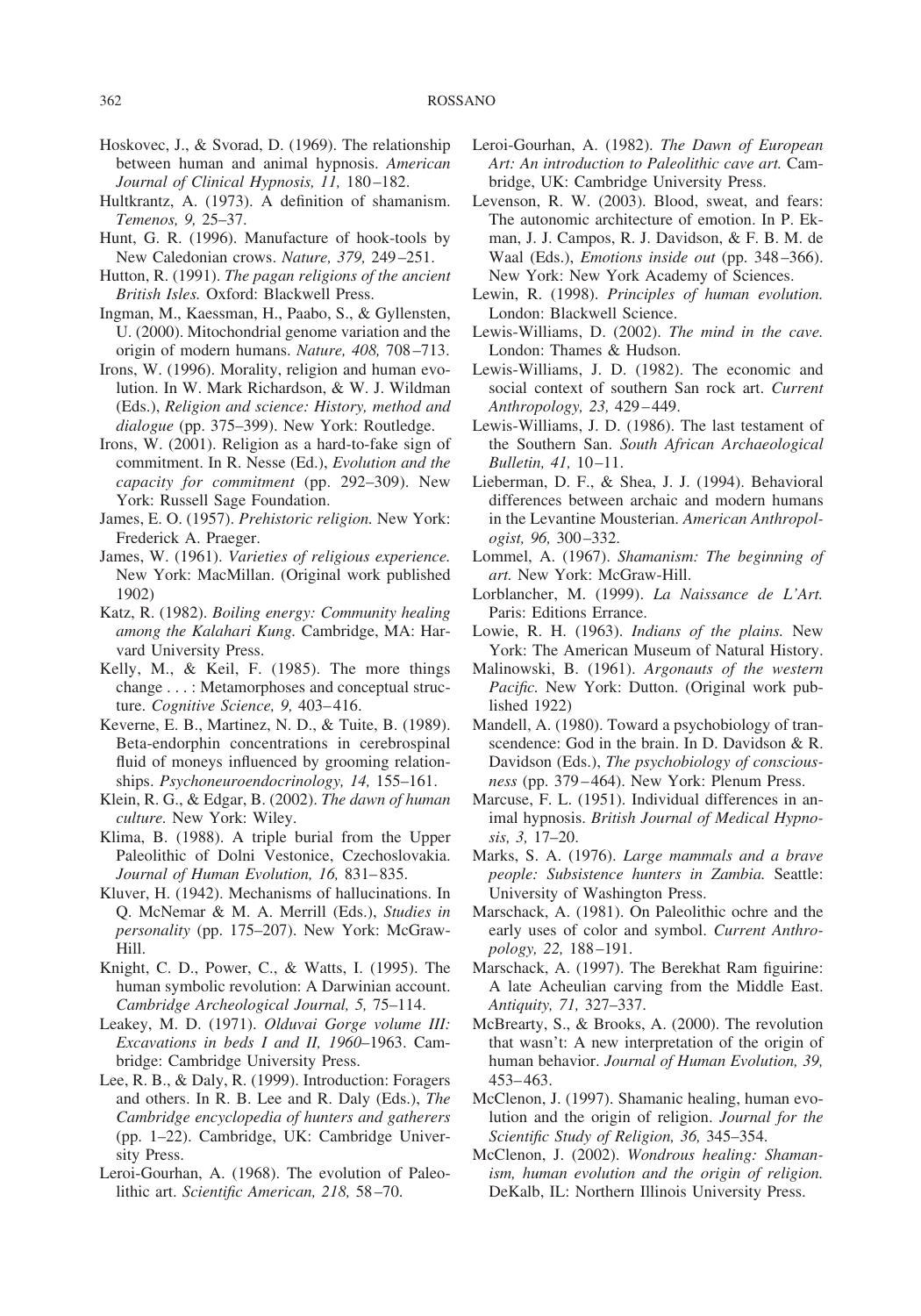Hoskovec, J., & Svorad, D. (1969). The relationship between human and animal hypnosis. *American Journal of Clinical Hypnosis, 11,* 180–182.

Hultkrantz, A. (1973). A definition of shamanism. *Temenos, 9,* 25–37.

Hunt, G. R. (1996). Manufacture of hook-tools by New Caledonian crows. *Nature, 379,* 249–251.

Hutton, R. (1991). *The pagan religions of the ancient British Isles.* Oxford: Blackwell Press.

Ingman, M., Kaessman, H., Paabo, S., & Gyllensten, U. (2000). Mitochondrial genome variation and the origin of modern humans. *Nature, 408,* 708–713.

Irons, W. (1996). Morality, religion and human evolution. In W. Mark Richardson, & W. J. Wildman (Eds.), *Religion and science: History, method and dialogue* (pp. 375–399). New York: Routledge.

Irons, W. (2001). Religion as a hard-to-fake sign of commitment. In R. Nesse (Ed.), *Evolution and the capacity for commitment* (pp. 292–309). New York: Russell Sage Foundation.

James, E. O. (1957). *Prehistoric religion.* New York: Frederick A. Praeger.

James, W. (1961). *Varieties of religious experience.* New York: MacMillan. (Original work published 1902)

Katz, R. (1982). *Boiling energy: Community healing among the Kalahari Kung.* Cambridge, MA: Harvard University Press.

Kelly, M., & Keil, F. (1985). The more things change . . . : Metamorphoses and conceptual structure. *Cognitive Science, 9,* 403–416.

Keverne, E. B., Martinez, N. D., & Tuite, B. (1989). Beta-endorphin concentrations in cerebrospinal fluid of moneys influenced by grooming relationships. *Psychoneuroendocrinology, 14,* 155–161.

Klein, R. G., & Edgar, B. (2002). *The dawn of human culture.* New York: Wiley.

Klima, B. (1988). A triple burial from the Upper Paleolithic of Dolni Vestonice, Czechoslovakia. *Journal of Human Evolution, 16,* 831–835.

Kluver, H. (1942). Mechanisms of hallucinations. In Q. McNemar & M. A. Merrill (Eds.), *Studies in personality* (pp. 175–207). New York: McGraw-Hill.

Knight, C. D., Power, C., & Watts, I. (1995). The human symbolic revolution: A Darwinian account. *Cambridge Archeological Journal, 5,* 75–114.

Leakey, M. D. (1971). *Olduvai Gorge volume III: Excavations in beds I and II, 1960*–1963. Cambridge: Cambridge University Press.

Lee, R. B., & Daly, R. (1999). Introduction: Foragers and others. In R. B. Lee and R. Daly (Eds.), *The Cambridge encyclopedia of hunters and gatherers* (pp. 1–22). Cambridge, UK: Cambridge University Press.

Leroi-Gourhan, A. (1968). The evolution of Paleolithic art. *Scientific American, 218,* 58–70.

Leroi-Gourhan, A. (1982). *The Dawn of European Art: An introduction to Paleolithic cave art.* Cambridge, UK: Cambridge University Press.

Levenson, R. W. (2003). Blood, sweat, and fears: The autonomic architecture of emotion. In P. Ekman, J. J. Campos, R. J. Davidson, & F. B. M. de Waal (Eds.), *Emotions inside out* (pp. 348–366). New York: New York Academy of Sciences.

Lewin, R. (1998). *Principles of human evolution.* London: Blackwell Science.

Lewis-Williams, D. (2002). *The mind in the cave.* London: Thames & Hudson.

Lewis-Williams, J. D. (1982). The economic and social context of southern San rock art. *Current Anthropology, 23,* 429–449.

Lewis-Williams, J. D. (1986). The last testament of the Southern San. *South African Archaeological Bulletin, 41,* 10–11.

Lieberman, D. F., & Shea, J. J. (1994). Behavioral differences between archaic and modern humans in the Levantine Mousterian. *American Anthropologist, 96,* 300–332.

Lommel, A. (1967). *Shamanism: The beginning of art.* New York: McGraw-Hill.

Lorblancher, M. (1999). *La Naissance de L'Art.* Paris: Editions Errance.

Lowie, R. H. (1963). *Indians of the plains.* New York: The American Museum of Natural History.

Malinowski, B. (1961). *Argonauts of the western Pacific.* New York: Dutton. (Original work published 1922)

Mandell, A. (1980). Toward a psychobiology of transcendence: God in the brain. In D. Davidson & R. Davidson (Eds.), *The psychobiology of consciousness* (pp. 379–464). New York: Plenum Press.

Marcuse, F. L. (1951). Individual differences in animal hypnosis. *British Journal of Medical Hypnosis, 3,* 17–20.

Marks, S. A. (1976). *Large mammals and a brave people: Subsistence hunters in Zambia.* Seattle: University of Washington Press.

Marschack, A. (1981). On Paleolithic ochre and the early uses of color and symbol. *Current Anthropology, 22,* 188–191.

Marschack, A. (1997). The Berekhat Ram figuirine: A late Acheulian carving from the Middle East. *Antiquity, 71,* 327–337.

McBrearty, S., & Brooks, A. (2000). The revolution that wasn't: A new interpretation of the origin of human behavior. *Journal of Human Evolution, 39,* 453–463.

McClenon, J. (1997). Shamanic healing, human evolution and the origin of religion. *Journal for the Scientific Study of Religion, 36,* 345–354.

McClenon, J. (2002). *Wondrous healing: Shamanism, human evolution and the origin of religion.* DeKalb, IL: Northern Illinois University Press.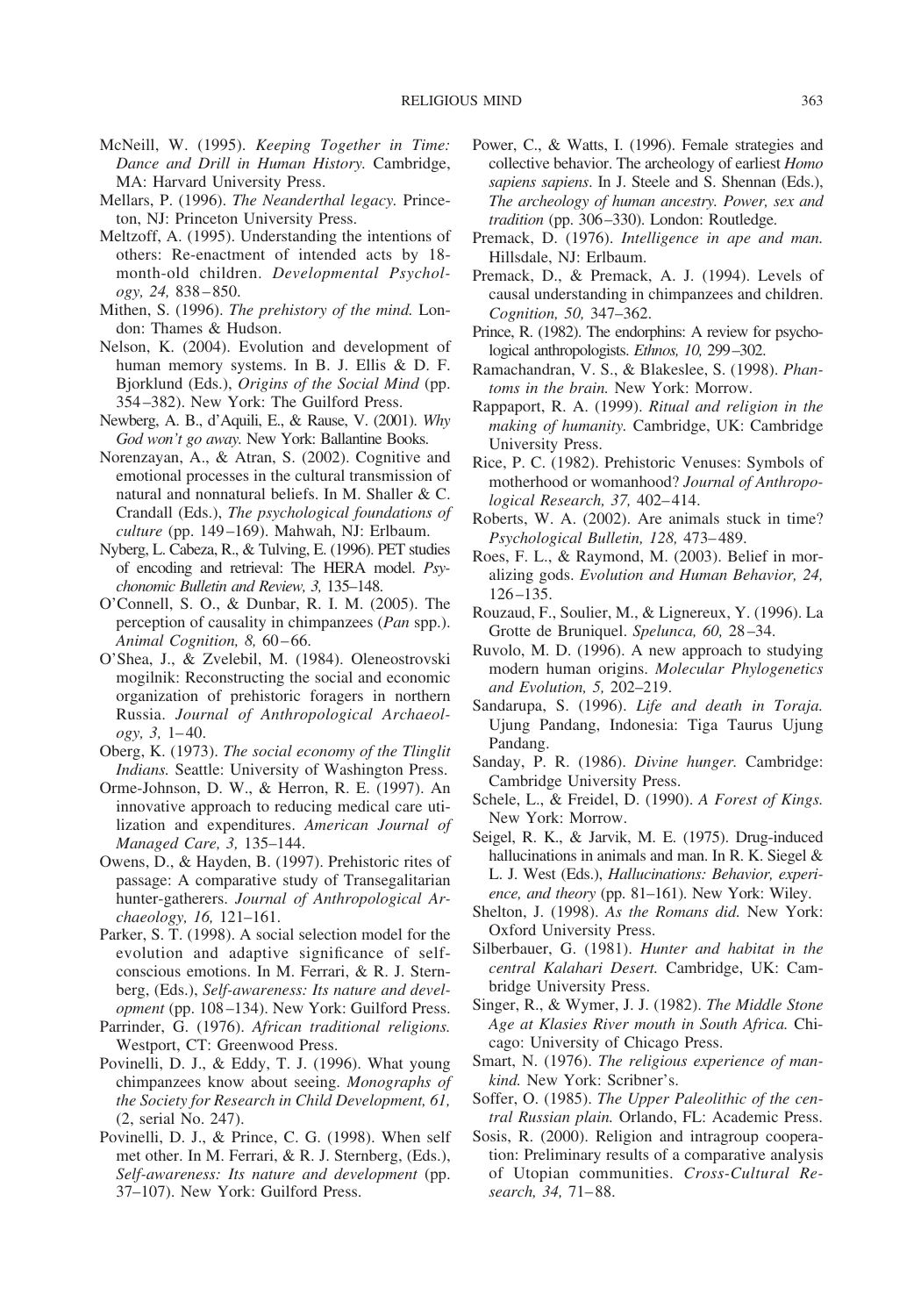McNeill, W. (1995). *Keeping Together in Time: Dance and Drill in Human History.* Cambridge, MA: Harvard University Press.

Mellars, P. (1996). *The Neanderthal legacy.* Princeton, NJ: Princeton University Press.

Meltzoff, A. (1995). Understanding the intentions of others: Re-enactment of intended acts by 18-month-old children. *Developmental Psychology, 24,* 838–850.

Mithen, S. (1996). *The prehistory of the mind.* London: Thames & Hudson.

Nelson, K. (2004). Evolution and development of human memory systems. In B. J. Ellis & D. F. Bjorklund (Eds.), *Origins of the Social Mind* (pp. 354–382). New York: The Guilford Press.

Newberg, A. B., d'Aquili, E., & Rause, V. (2001). *Why God won't go away.* New York: Ballantine Books.

Norenzayan, A., & Atran, S. (2002). Cognitive and emotional processes in the cultural transmission of natural and nonnatural beliefs. In M. Shaller & C. Crandall (Eds.), *The psychological foundations of culture* (pp. 149–169). Mahwah, NJ: Erlbaum.

Nyberg, L. Cabeza, R., & Tulving, E. (1996). PET studies of encoding and retrieval: The HERA model. *Psychonomic Bulletin and Review, 3,* 135–148.

O'Connell, S. O., & Dunbar, R. I. M. (2005). The perception of causality in chimpanzees (*Pan* spp.). *Animal Cognition, 8,* 60–66.

O'Shea, J., & Zvelebil, M. (1984). Oleneostrovski mogilnik: Reconstructing the social and economic organization of prehistoric foragers in northern Russia. *Journal of Anthropological Archaeology, 3,* 1–40.

Oberg, K. (1973). *The social economy of the Tlinglit Indians.* Seattle: University of Washington Press.

Orme-Johnson, D. W., & Herron, R. E. (1997). An innovative approach to reducing medical care utilization and expenditures. *American Journal of Managed Care, 3,* 135–144.

Owens, D., & Hayden, B. (1997). Prehistoric rites of passage: A comparative study of Transegalitarian hunter-gatherers. *Journal of Anthropological Archaeology, 16,* 121–161.

Parker, S. T. (1998). A social selection model for the evolution and adaptive significance of self-conscious emotions. In M. Ferrari, & R. J. Sternberg, (Eds.), *Self-awareness: Its nature and development* (pp. 108–134). New York: Guilford Press.

Parrinder, G. (1976). *African traditional religions.* Westport, CT: Greenwood Press.

Povinelli, D. J., & Eddy, T. J. (1996). What young chimpanzees know about seeing. *Monographs of the Society for Research in Child Development, 61,* (2, serial No. 247).

Povinelli, D. J., & Prince, C. G. (1998). When self met other. In M. Ferrari, & R. J. Sternberg, (Eds.), *Self-awareness: Its nature and development* (pp. 37–107). New York: Guilford Press.

Power, C., & Watts, I. (1996). Female strategies and collective behavior. The archeology of earliest *Homo sapiens sapiens*. In J. Steele and S. Shennan (Eds.), *The archeology of human ancestry. Power, sex and tradition* (pp. 306–330). London: Routledge.

Premack, D. (1976). *Intelligence in ape and man.* Hillsdale, NJ: Erlbaum.

Premack, D., & Premack, A. J. (1994). Levels of causal understanding in chimpanzees and children. *Cognition, 50,* 347–362.

Prince, R. (1982). The endorphins: A review for psychological anthropologists. *Ethnos, 10,* 299–302.

Ramachandran, V. S., & Blakeslee, S. (1998). *Phantoms in the brain.* New York: Morrow.

Rappaport, R. A. (1999). *Ritual and religion in the making of humanity.* Cambridge, UK: Cambridge University Press.

Rice, P. C. (1982). Prehistoric Venuses: Symbols of motherhood or womanhood? *Journal of Anthropological Research, 37,* 402–414.

Roberts, W. A. (2002). Are animals stuck in time? *Psychological Bulletin, 128,* 473–489.

Roes, F. L., & Raymond, M. (2003). Belief in moralizing gods. *Evolution and Human Behavior, 24,* 126–135.

Rouzaud, F., Soulier, M., & Lignereux, Y. (1996). La Grotte de Bruniquel. *Spelunca, 60,* 28–34.

Ruvolo, M. D. (1996). A new approach to studying modern human origins. *Molecular Phylogenetics and Evolution, 5,* 202–219.

Sandarupa, S. (1996). *Life and death in Toraja.* Ujung Pandang, Indonesia: Tiga Taurus Ujung Pandang.

Sanday, P. R. (1986). *Divine hunger.* Cambridge: Cambridge University Press.

Schele, L., & Freidel, D. (1990). *A Forest of Kings.* New York: Morrow.

Seigel, R. K., & Jarvik, M. E. (1975). Drug-induced hallucinations in animals and man. In R. K. Siegel & L. J. West (Eds.), *Hallucinations: Behavior, experience, and theory* (pp. 81–161). New York: Wiley.

Shelton, J. (1998). *As the Romans did.* New York: Oxford University Press.

Silberbauer, G. (1981). *Hunter and habitat in the central Kalahari Desert.* Cambridge, UK: Cambridge University Press.

Singer, R., & Wymer, J. J. (1982). *The Middle Stone Age at Klasies River mouth in South Africa.* Chicago: University of Chicago Press.

Smart, N. (1976). *The religious experience of mankind.* New York: Scribner's.

Soffer, O. (1985). *The Upper Paleolithic of the central Russian plain.* Orlando, FL: Academic Press.

Sosis, R. (2000). Religion and intragroup cooperation: Preliminary results of a comparative analysis of Utopian communities. *Cross-Cultural Research, 34,* 71–88.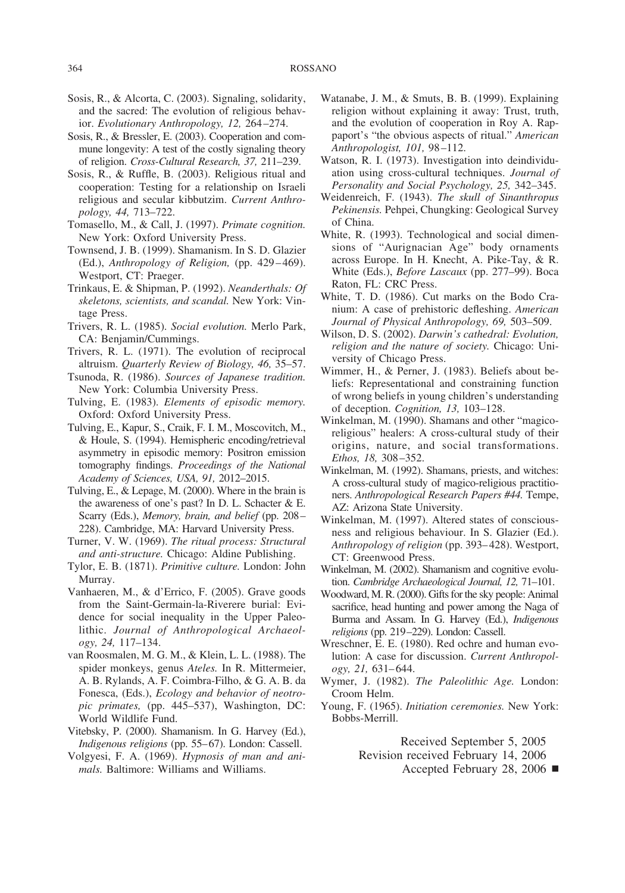Sosis, R., & Alcorta, C. (2003). Signaling, solidarity, and the sacred: The evolution of religious behavior. *Evolutionary Anthropology, 12,* 264–274.

Sosis, R., & Bressler, E. (2003). Cooperation and commune longevity: A test of the costly signaling theory of religion. *Cross-Cultural Research, 37,* 211–239.

Sosis, R., & Ruffle, B. (2003). Religious ritual and cooperation: Testing for a relationship on Israeli religious and secular kibbutzim. *Current Anthropology, 44,* 713–722.

Tomasello, M., & Call, J. (1997). *Primate cognition.* New York: Oxford University Press.

Townsend, J. B. (1999). Shamanism. In S. D. Glazier (Ed.), *Anthropology of Religion,* (pp. 429–469). Westport, CT: Praeger.

Trinkaus, E. & Shipman, P. (1992). *Neanderthals: Of skeletons, scientists, and scandal.* New York: Vintage Press.

Trivers, R. L. (1985). *Social evolution.* Merlo Park, CA: Benjamin/Cummings.

Trivers, R. L. (1971). The evolution of reciprocal altruism. *Quarterly Review of Biology, 46,* 35–57.

Tsunoda, R. (1986). *Sources of Japanese tradition.* New York: Columbia University Press.

Tulving, E. (1983). *Elements of episodic memory.* Oxford: Oxford University Press.

Tulving, E., Kapur, S., Craik, F. I. M., Moscovitch, M., & Houle, S. (1994). Hemispheric encoding/retrieval asymmetry in episodic memory: Positron emission tomography findings. *Proceedings of the National Academy of Sciences, USA, 91,* 2012–2015.

Tulving, E., & Lepage, M. (2000). Where in the brain is the awareness of one's past? In D. L. Schacter & E. Scarry (Eds.), *Memory, brain, and belief* (pp. 208–228). Cambridge, MA: Harvard University Press.

Turner, V. W. (1969). *The ritual process: Structural and anti-structure.* Chicago: Aldine Publishing.

Tylor, E. B. (1871). *Primitive culture.* London: John Murray.

Vanhaeren, M., & d'Errico, F. (2005). Grave goods from the Saint-Germain-la-Riverere burial: Evidence for social inequality in the Upper Paleolithic. *Journal of Anthropological Archaeology, 24,* 117–134.

van Roosmalen, M. G. M., & Klein, L. L. (1988). The spider monkeys, genus *Ateles.* In R. Mittermeier, A. B. Rylands, A. F. Coimbra-Filho, & G. A. B. da Fonesca, (Eds.), *Ecology and behavior of neotropic primates,* (pp. 445–537), Washington, DC: World Wildlife Fund.

Vitebsky, P. (2000). Shamanism. In G. Harvey (Ed.), *Indigenous religions* (pp. 55–67). London: Cassell.

Volgyesi, F. A. (1969). *Hypnosis of man and animals.* Baltimore: Williams and Williams.

Watanabe, J. M., & Smuts, B. B. (1999). Explaining religion without explaining it away: Trust, truth, and the evolution of cooperation in Roy A. Rappaport's "the obvious aspects of ritual." *American Anthropologist, 101,* 98–112.

Watson, R. I. (1973). Investigation into deindividuation using cross-cultural techniques. *Journal of Personality and Social Psychology, 25,* 342–345.

Weidenreich, F. (1943). *The skull of Sinanthropus Pekinensis.* Pehpei, Chungking: Geological Survey of China.

White, R. (1993). Technological and social dimensions of "Aurignacian Age" body ornaments across Europe. In H. Knecht, A. Pike-Tay, & R. White (Eds.), *Before Lascaux* (pp. 277–99). Boca Raton, FL: CRC Press.

White, T. D. (1986). Cut marks on the Bodo Cranium: A case of prehistoric defleshing. *American Journal of Physical Anthropology, 69,* 503–509.

Wilson, D. S. (2002). *Darwin's cathedral: Evolution, religion and the nature of society.* Chicago: University of Chicago Press.

Wimmer, H., & Perner, J. (1983). Beliefs about beliefs: Representational and constraining function of wrong beliefs in young children's understanding of deception. *Cognition, 13,* 103–128.

Winkelman, M. (1990). Shamans and other "magico-religious" healers: A cross-cultural study of their origins, nature, and social transformations. *Ethos, 18,* 308–352.

Winkelman, M. (1992). Shamans, priests, and witches: A cross-cultural study of magico-religious practitioners. *Anthropological Research Papers #44.* Tempe, AZ: Arizona State University.

Winkelman, M. (1997). Altered states of consciousness and religious behaviour. In S. Glazier (Ed.). *Anthropology of religion* (pp. 393–428). Westport, CT: Greenwood Press.

Winkelman, M. (2002). Shamanism and cognitive evolution. *Cambridge Archaeological Journal, 12,* 71–101.

Woodward, M. R. (2000). Gifts for the sky people: Animal sacrifice, head hunting and power among the Naga of Burma and Assam. In G. Harvey (Ed.), *Indigenous religions* (pp. 219–229). London: Cassell.

Wreschner, E. E. (1980). Red ochre and human evolution: A case for discussion. *Current Anthropology, 21,* 631–644.

Wymer, J. (1982). *The Paleolithic Age.* London: Croom Helm.

Young, F. (1965). *Initiation ceremonies.* New York: Bobbs-Merrill.

Received September 5, 2005
Revision received February 14, 2006
Accepted February 28, 2006 ■